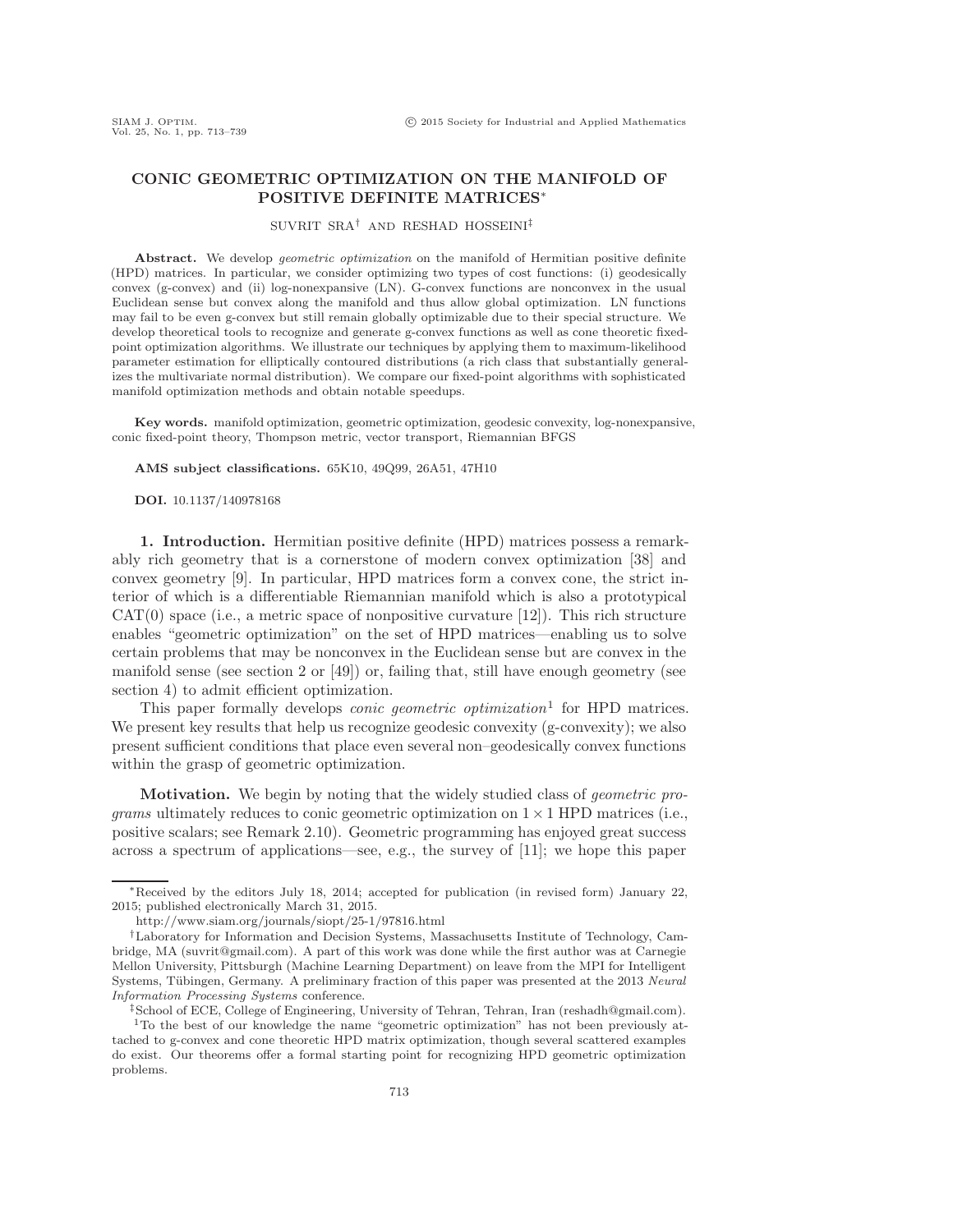# CONIC GEOMETRIC OPTIMIZATION ON THE MANIFOLD OF POSITIVE DEFINITE MATRICES*

SUVRIT SRA[†] AND RESHAD HOSSEINI[‡]

**Abstract.** We develop *geometric optimization* on the manifold of Hermitian positive definite (HPD) matrices. In particular, we consider optimizing two types of cost functions: (i) geodesically convex (g-convex) and (ii) log-nonexpansive (LN). G-convex functions are nonconvex in the usual Euclidean sense but convex along the manifold and thus allow global optimization. LN functions may fail to be even g-convex but still remain globally optimizable due to their special structure. We develop theoretical tools to recognize and generate g-convex functions as well as cone theoretic fixed-point optimization algorithms. We illustrate our techniques by applying them to maximum-likelihood parameter estimation for elliptically contoured distributions (a rich class that substantially generalizes the multivariate normal distribution). We compare our fixed-point algorithms with sophisticated manifold optimization methods and obtain notable speedups.

**Key words.** manifold optimization, geometric optimization, geodesic convexity, log-nonexpansive, conic fixed-point theory, Thompson metric, vector transport, Riemannian BFGS

**AMS subject classifications.** 65K10, 49Q99, 26A51, 47H10

**DOI.** 10.1137/140978168

**1. Introduction.** Hermitian positive definite (HPD) matrices possess a remarkably rich geometry that is a cornerstone of modern convex optimization [38] and convex geometry [9]. In particular, HPD matrices form a convex cone, the strict interior of which is a differentiable Riemannian manifold which is also a prototypical CAT(0) space (i.e., a metric space of nonpositive curvature [12]). This rich structure enables "geometric optimization" on the set of HPD matrices—enabling us to solve certain problems that may be nonconvex in the Euclidean sense but are convex in the manifold sense (see section 2 or [49]) or, failing that, still have enough geometry (see section 4) to admit efficient optimization.

This paper formally develops *conic geometric optimization*[1] for HPD matrices. We present key results that help us recognize geodesic convexity (g-convexity); we also present sufficient conditions that place even several non–geodesically convex functions within the grasp of geometric optimization.

**Motivation.** We begin by noting that the widely studied class of *geometric programs* ultimately reduces to conic geometric optimization on $1 \times 1$ HPD matrices (i.e., positive scalars; see Remark 2.10). Geometric programming has enjoyed great success across a spectrum of applications—see, e.g., the survey of [11]; we hope this paper

---

*Received by the editors July 18, 2014; accepted for publication (in revised form) January 22, 2015; published electronically March 31, 2015.

http://www.siam.org/journals/siopt/25-1/97816.html

[†]Laboratory for Information and Decision Systems, Massachusetts Institute of Technology, Cambridge, MA (suvrit@gmail.com). A part of this work was done while the first author was at Carnegie Mellon University, Pittsburgh (Machine Learning Department) on leave from the MPI for Intelligent Systems, Tübingen, Germany. A preliminary fraction of this paper was presented at the 2013 *Neural Information Processing Systems* conference.

[‡]School of ECE, College of Engineering, University of Tehran, Tehran, Iran (reshadh@gmail.com).

[1]To the best of our knowledge the name "geometric optimization" has not been previously attached to g-convex and cone theoretic HPD matrix optimization, though several scattered examples do exist. Our theorems offer a formal starting point for recognizing HPD geometric optimization problems.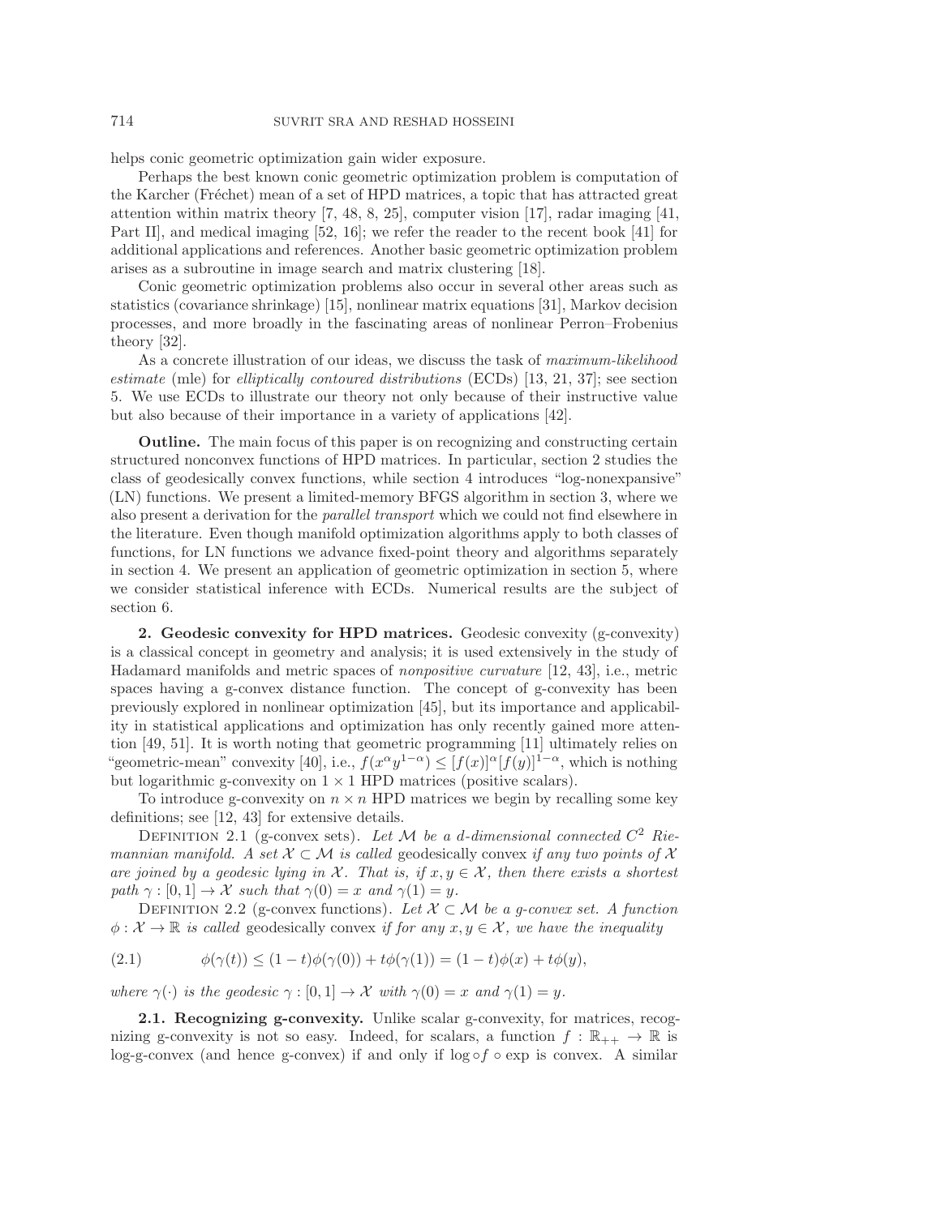helps conic geometric optimization gain wider exposure.

Perhaps the best known conic geometric optimization problem is computation of the Karcher (Fréchet) mean of a set of HPD matrices, a topic that has attracted great attention within matrix theory [7, 48, 8, 25], computer vision [17], radar imaging [41, Part II], and medical imaging [52, 16]; we refer the reader to the recent book [41] for additional applications and references. Another basic geometric optimization problem arises as a subroutine in image search and matrix clustering [18].

Conic geometric optimization problems also occur in several other areas such as statistics (covariance shrinkage) [15], nonlinear matrix equations [31], Markov decision processes, and more broadly in the fascinating areas of nonlinear Perron–Frobenius theory [32].

As a concrete illustration of our ideas, we discuss the task of *maximum-likelihood estimate* (mle) for *elliptically contoured distributions* (ECDs) [13, 21, 37]; see section 5. We use ECDs to illustrate our theory not only because of their instructive value but also because of their importance in a variety of applications [42].

**Outline.** The main focus of this paper is on recognizing and constructing certain structured nonconvex functions of HPD matrices. In particular, section 2 studies the class of geodesically convex functions, while section 4 introduces "log-nonexpansive" (LN) functions. We present a limited-memory BFGS algorithm in section 3, where we also present a derivation for the *parallel transport* which we could not find elsewhere in the literature. Even though manifold optimization algorithms apply to both classes of functions, for LN functions we advance fixed-point theory and algorithms separately in section 4. We present an application of geometric optimization in section 5, where we consider statistical inference with ECDs. Numerical results are the subject of section 6.

## 2. Geodesic convexity for HPD matrices.

Geodesic convexity (g-convexity) is a classical concept in geometry and analysis; it is used extensively in the study of Hadamard manifolds and metric spaces of *nonpositive curvature* [12, 43], i.e., metric spaces having a g-convex distance function. The concept of g-convexity has been previously explored in nonlinear optimization [45], but its importance and applicability in statistical applications and optimization has only recently gained more attention [49, 51]. It is worth noting that geometric programming [11] ultimately relies on "geometric-mean" convexity [40], i.e., $f(x^\alpha y^{1-\alpha}) \leq [f(x)]^\alpha [f(y)]^{1-\alpha}$, which is nothing but logarithmic g-convexity on $1 \times 1$ HPD matrices (positive scalars).

To introduce g-convexity on $n \times n$ HPD matrices we begin by recalling some key definitions; see [12, 43] for extensive details.

Definition 2.1 (g-convex sets). *Let $\mathcal{M}$ be a $d$-dimensional connected $C^2$ Riemannian manifold. A set $\mathcal{X} \subset \mathcal{M}$ is called* geodesically convex *if any two points of $\mathcal{X}$ are joined by a geodesic lying in $\mathcal{X}$. That is, if $x, y \in \mathcal{X}$, then there exists a shortest path $\gamma : [0, 1] \to \mathcal{X}$ such that $\gamma(0) = x$ and $\gamma(1) = y$.*

Definition 2.2 (g-convex functions). *Let $\mathcal{X} \subset \mathcal{M}$ be a g-convex set. A function $\phi : \mathcal{X} \to \mathbb{R}$ is called* geodesically convex *if for any $x, y \in \mathcal{X}$, we have the inequality*

$$\phi(\gamma(t)) \leq (1 - t)\phi(\gamma(0)) + t\phi(\gamma(1)) = (1 - t)\phi(x) + t\phi(y), \tag{2.1}$$

*where $\gamma(\cdot)$ is the geodesic $\gamma : [0, 1] \to \mathcal{X}$ with $\gamma(0) = x$ and $\gamma(1) = y$.*

### 2.1. Recognizing g-convexity.

Unlike scalar g-convexity, for matrices, recognizing g-convexity is not so easy. Indeed, for scalars, a function $f : \mathbb{R}_{++} \to \mathbb{R}$ is log-g-convex (and hence g-convex) if and only if $\log \circ f \circ \exp$ is convex. A similar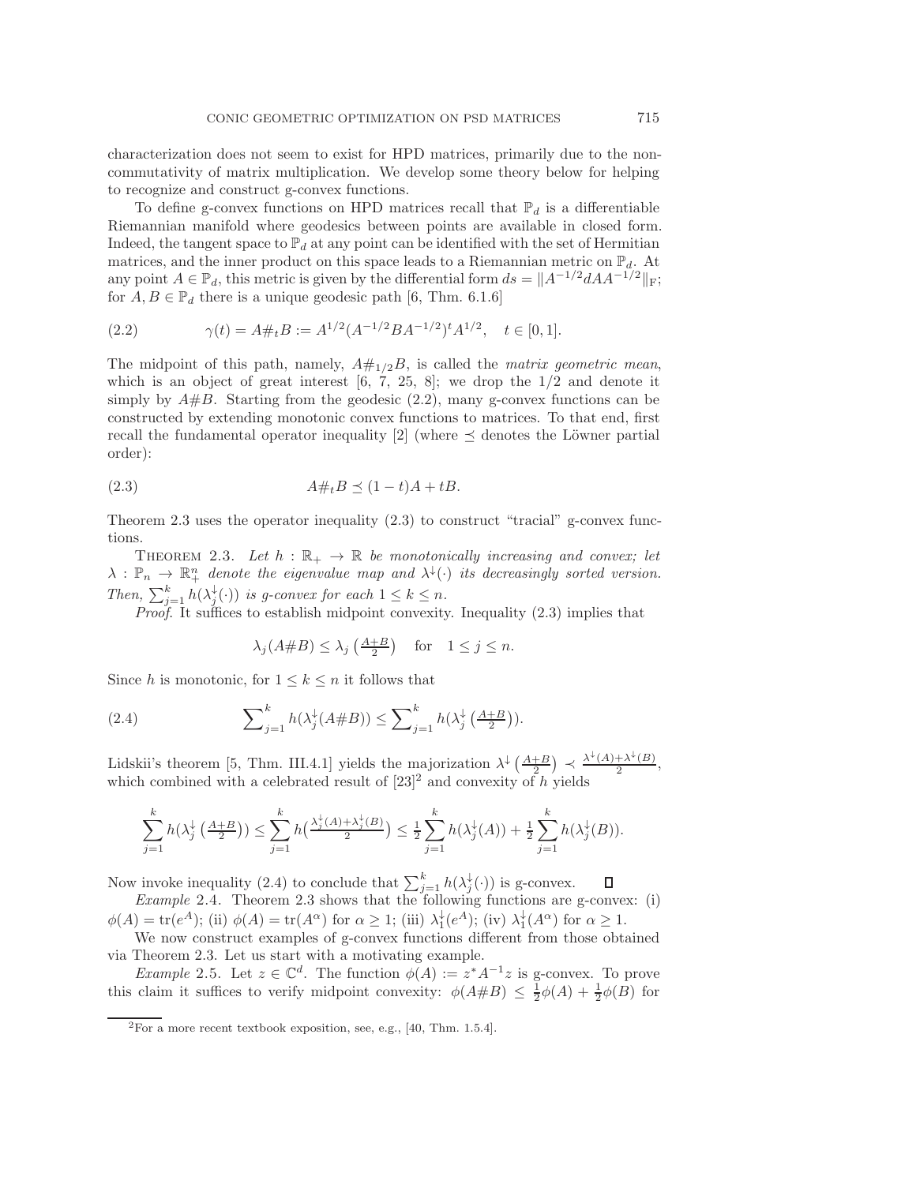characterization does not seem to exist for HPD matrices, primarily due to the noncommutativity of matrix multiplication. We develop some theory below for helping to recognize and construct g-convex functions.

To define g-convex functions on HPD matrices recall that $\mathbb{P}_d$ is a differentiable Riemannian manifold where geodesics between points are available in closed form. Indeed, the tangent space to $\mathbb{P}_d$ at any point can be identified with the set of Hermitian matrices, and the inner product on this space leads to a Riemannian metric on $\mathbb{P}_d$. At any point $A \in \mathbb{P}_d$, this metric is given by the differential form $ds = \|A^{-1/2} dA A^{-1/2}\|_{\mathrm{F}}$; for $A, B \in \mathbb{P}_d$ there is a unique geodesic path [6, Thm. 6.1.6]

$$\gamma(t) = A\#_t B := A^{1/2}(A^{-1/2}BA^{-1/2})^t A^{1/2}, \quad t \in [0, 1]. \tag{2.2}$$

The midpoint of this path, namely, $A\#_{1/2}B$, is called the *matrix geometric mean*, which is an object of great interest [6, 7, 25, 8]; we drop the 1/2 and denote it simply by $A\#B$. Starting from the geodesic (2.2), many g-convex functions can be constructed by extending monotonic convex functions to matrices. To that end, first recall the fundamental operator inequality [2] (where $\preceq$ denotes the Löwner partial order):

$$A\#_t B \preceq (1-t)A + tB. \tag{2.3}$$

Theorem 2.3 uses the operator inequality (2.3) to construct "tracial" g-convex functions.

THEOREM 2.3. *Let $h : \mathbb{R}_+ \to \mathbb{R}$ be monotonically increasing and convex; let $\lambda : \mathbb{P}_n \to \mathbb{R}_+^n$ denote the eigenvalue map and $\lambda^{\downarrow}(\cdot)$ its decreasingly sorted version. Then, $\sum_{j=1}^k h(\lambda_j^{\downarrow}(\cdot))$ is g-convex for each $1 \le k \le n$.*

*Proof.* It suffices to establish midpoint convexity. Inequality (2.3) implies that

$$\lambda_j(A\#B) \le \lambda_j\left(\tfrac{A+B}{2}\right) \quad \text{for} \quad 1 \le j \le n.$$

Since $h$ is monotonic, for $1 \le k \le n$ it follows that

$$\sum\nolimits_{j=1}^k h(\lambda_j^{\downarrow}(A\#B)) \le \sum\nolimits_{j=1}^k h(\lambda_j^{\downarrow}\left(\tfrac{A+B}{2}\right)). \tag{2.4}$$

Lidskii's theorem [5, Thm. III.4.1] yields the majorization $\lambda^{\downarrow}\left(\frac{A+B}{2}\right) \prec \frac{\lambda^{\downarrow}(A)+\lambda^{\downarrow}(B)}{2}$, which combined with a celebrated result of [23][2] and convexity of $h$ yields

$$\sum_{j=1}^k h(\lambda_j^{\downarrow}\left(\tfrac{A+B}{2}\right)) \le \sum_{j=1}^k h\left(\tfrac{\lambda_j^{\downarrow}(A)+\lambda_j^{\downarrow}(B)}{2}\right) \le \tfrac{1}{2}\sum_{j=1}^k h(\lambda_j^{\downarrow}(A)) + \tfrac{1}{2}\sum_{j=1}^k h(\lambda_j^{\downarrow}(B)).$$

Now invoke inequality (2.4) to conclude that $\sum_{j=1}^k h(\lambda_j^{\downarrow}(\cdot))$ is g-convex. $\square$

*Example* 2.4. Theorem 2.3 shows that the following functions are g-convex: (i) $\phi(A) = \mathrm{tr}(e^A)$; (ii) $\phi(A) = \mathrm{tr}(A^\alpha)$ for $\alpha \ge 1$; (iii) $\lambda_1^{\downarrow}(e^A)$; (iv) $\lambda_1^{\downarrow}(A^\alpha)$ for $\alpha \ge 1$.

We now construct examples of g-convex functions different from those obtained via Theorem 2.3. Let us start with a motivating example.

*Example* 2.5. Let $z \in \mathbb{C}^d$. The function $\phi(A) := z^* A^{-1} z$ is g-convex. To prove this claim it suffices to verify midpoint convexity: $\phi(A\#B) \le \frac{1}{2}\phi(A) + \frac{1}{2}\phi(B)$ for

[2] For a more recent textbook exposition, see, e.g., [40, Thm. 1.5.4].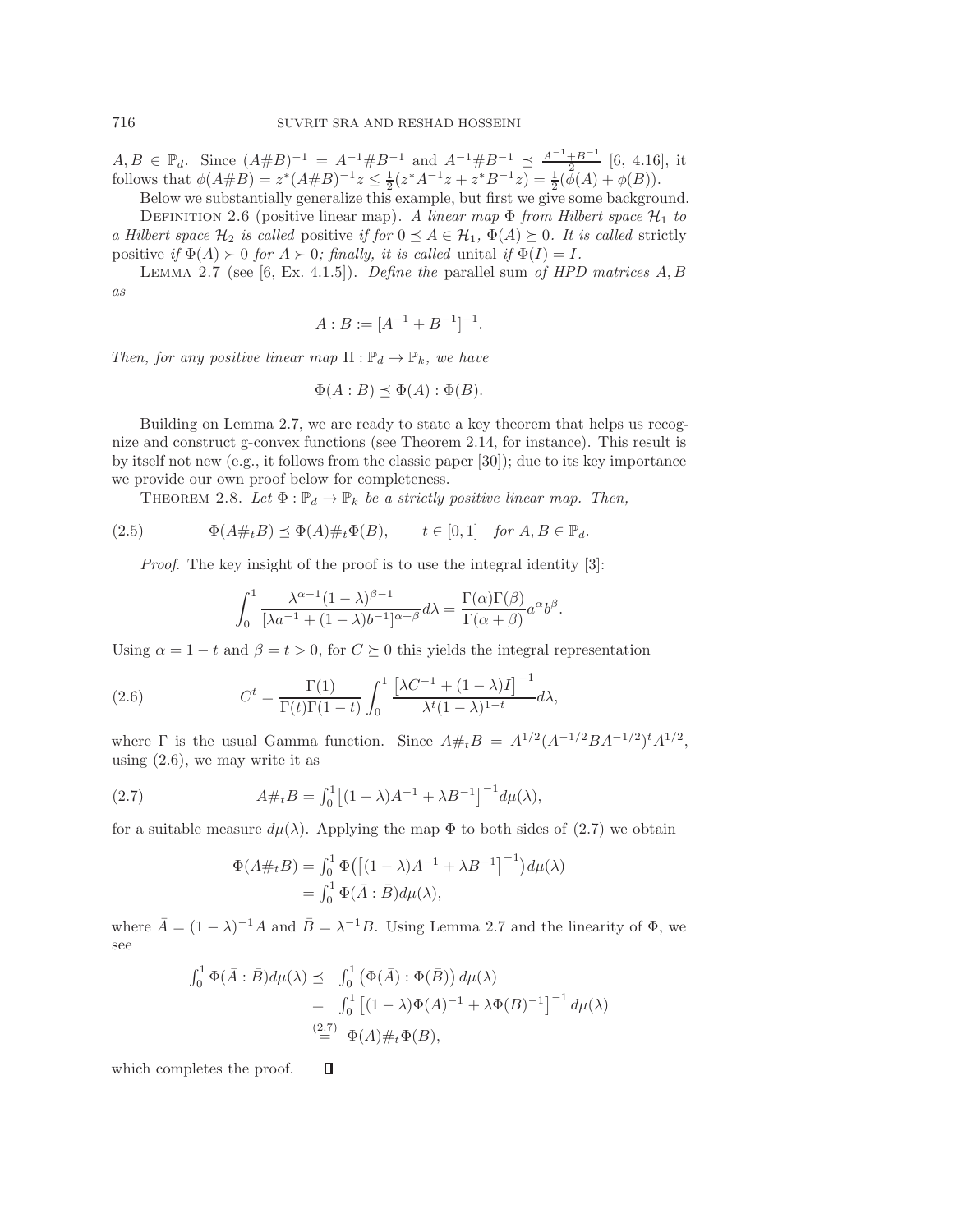$A, B \in \mathbb{P}_d$. Since $(A\#B)^{-1} = A^{-1}\#B^{-1}$ and $A^{-1}\#B^{-1} \preceq \frac{A^{-1}+B^{-1}}{2}$ [6, 4.16], it follows that $\phi(A\#B) = z^*(A\#B)^{-1}z \leq \frac{1}{2}(z^*A^{-1}z + z^*B^{-1}z) = \frac{1}{2}(\phi(A) + \phi(B))$.

Below we substantially generalize this example, but first we give some background.

Definition 2.6 (positive linear map). *A linear map $\Phi$ from Hilbert space $\mathcal{H}_1$ to a Hilbert space $\mathcal{H}_2$ is called* positive *if for $0 \preceq A \in \mathcal{H}_1$, $\Phi(A) \succeq 0$. It is called* strictly positive *if $\Phi(A) \succ 0$ for $A \succ 0$; finally, it is called* unital *if $\Phi(I) = I$.*

Lemma 2.7 (see [6, Ex. 4.1.5]). *Define the* parallel sum *of HPD matrices $A, B$ as*

$$A : B := [A^{-1} + B^{-1}]^{-1}.$$

*Then, for any positive linear map $\Pi : \mathbb{P}_d \to \mathbb{P}_k$, we have*

$$\Phi(A : B) \preceq \Phi(A) : \Phi(B).$$

Building on Lemma 2.7, we are ready to state a key theorem that helps us recognize and construct g-convex functions (see Theorem 2.14, for instance). This result is by itself not new (e.g., it follows from the classic paper [30]); due to its key importance we provide our own proof below for completeness.

Theorem 2.8. *Let $\Phi : \mathbb{P}_d \to \mathbb{P}_k$ be a strictly positive linear map. Then,*

$$\Phi(A\#_t B) \preceq \Phi(A)\#_t\Phi(B), \qquad t \in [0,1] \quad \text{for } A, B \in \mathbb{P}_d. \tag{2.5}$$

*Proof.* The key insight of the proof is to use the integral identity [3]:

$$\int_0^1 \frac{\lambda^{\alpha-1}(1-\lambda)^{\beta-1}}{[\lambda a^{-1} + (1-\lambda)b^{-1}]^{\alpha+\beta}} d\lambda = \frac{\Gamma(\alpha)\Gamma(\beta)}{\Gamma(\alpha+\beta)} a^\alpha b^\beta.$$

Using $\alpha = 1 - t$ and $\beta = t > 0$, for $C \succeq 0$ this yields the integral representation

$$C^t = \frac{\Gamma(1)}{\Gamma(t)\Gamma(1-t)} \int_0^1 \frac{\left[\lambda C^{-1} + (1-\lambda)I\right]^{-1}}{\lambda^t(1-\lambda)^{1-t}} d\lambda, \tag{2.6}$$

where $\Gamma$ is the usual Gamma function. Since $A\#_t B = A^{1/2}(A^{-1/2}BA^{-1/2})^t A^{1/2}$, using (2.6), we may write it as

$$A\#_t B = \textstyle\int_0^1 \left[(1-\lambda)A^{-1} + \lambda B^{-1}\right]^{-1} d\mu(\lambda), \tag{2.7}$$

for a suitable measure $d\mu(\lambda)$. Applying the map $\Phi$ to both sides of (2.7) we obtain

$$\begin{aligned}
\Phi(A\#_t B) &= \textstyle\int_0^1 \Phi\big(\left[(1-\lambda)A^{-1} + \lambda B^{-1}\right]^{-1}\big) d\mu(\lambda) \\
&= \textstyle\int_0^1 \Phi(\bar{A} : \bar{B}) d\mu(\lambda),
\end{aligned}$$

where $\bar{A} = (1-\lambda)^{-1}A$ and $\bar{B} = \lambda^{-1}B$. Using Lemma 2.7 and the linearity of $\Phi$, we see

$$\begin{aligned}
\textstyle\int_0^1 \Phi(\bar{A} : \bar{B}) d\mu(\lambda) &\preceq \textstyle\int_0^1 \left(\Phi(\bar{A}) : \Phi(\bar{B})\right) d\mu(\lambda) \\
&= \textstyle\int_0^1 \left[(1-\lambda)\Phi(A)^{-1} + \lambda\Phi(B)^{-1}\right]^{-1} d\mu(\lambda) \\
&\overset{(2.7)}{=} \Phi(A)\#_t\Phi(B),
\end{aligned}$$

which completes the proof. $\square$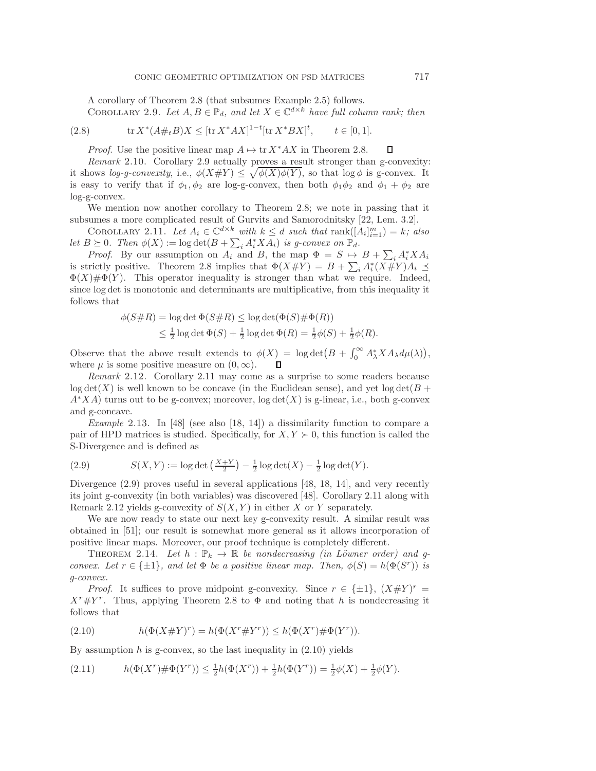A corollary of Theorem 2.8 (that subsumes Example 2.5) follows.

Corollary 2.9. *Let $A, B \in \mathbb{P}_d$, and let $X \in \mathbb{C}^{d\times k}$ have full column rank; then*

$$\operatorname{tr} X^*(A\#_t B)X \le [\operatorname{tr} X^*AX]^{1-t}[\operatorname{tr} X^*BX]^t, \qquad t \in [0,1]. \tag{2.8}$$

*Proof*. Use the positive linear map $A \mapsto \operatorname{tr} X^*AX$ in Theorem 2.8. □

*Remark* 2.10. Corollary 2.9 actually proves a result stronger than g-convexity: it shows *log-g-convexity*, i.e., $\phi(X\#Y) \le \sqrt{\phi(X)\phi(Y)}$, so that $\log\phi$ is g-convex. It is easy to verify that if $\phi_1, \phi_2$ are log-g-convex, then both $\phi_1\phi_2$ and $\phi_1 + \phi_2$ are log-g-convex.

We mention now another corollary to Theorem 2.8; we note in passing that it subsumes a more complicated result of Gurvits and Samorodnitsky [22, Lem. 3.2].

Corollary 2.11. *Let $A_i \in \mathbb{C}^{d\times k}$ with $k \le d$ such that $\operatorname{rank}([A_i]_{i=1}^m) = k$; also let $B \succeq 0$. Then $\phi(X) := \log\det(B + \sum_i A_i^*XA_i)$ is g-convex on $\mathbb{P}_d$.*

*Proof*. By our assumption on $A_i$ and $B$, the map $\Phi = S \mapsto B + \sum_i A_i^*XA_i$ is strictly positive. Theorem 2.8 implies that $\Phi(X\#Y) = B + \sum_i A_i^*(X\#Y)A_i \preceq \Phi(X)\#\Phi(Y)$. This operator inequality is stronger than what we require. Indeed, since $\log\det$ is monotonic and determinants are multiplicative, from this inequality it follows that

$$\begin{aligned}\phi(S\#R) &= \log\det\Phi(S\#R) \le \log\det(\Phi(S)\#\Phi(R))\\ &\le \tfrac{1}{2}\log\det\Phi(S) + \tfrac{1}{2}\log\det\Phi(R) = \tfrac{1}{2}\phi(S) + \tfrac{1}{2}\phi(R).\end{aligned}$$

Observe that the above result extends to $\phi(X) = \log\det\big(B + \int_0^\infty A_\lambda^*XA_\lambda d\mu(\lambda)\big)$, where $\mu$ is some positive measure on $(0,\infty)$. □

*Remark* 2.12. Corollary 2.11 may come as a surprise to some readers because $\log\det(X)$ is well known to be concave (in the Euclidean sense), and yet $\log\det(B + A^*XA)$ turns out to be g-convex; moreover, $\log\det(X)$ is g-linear, i.e., both g-convex and g-concave.

*Example* 2.13. In [48] (see also [18, 14]) a dissimilarity function to compare a pair of HPD matrices is studied. Specifically, for $X, Y \succ 0$, this function is called the S-Divergence and is defined as

$$S(X,Y) := \log\det\left(\tfrac{X+Y}{2}\right) - \tfrac{1}{2}\log\det(X) - \tfrac{1}{2}\log\det(Y). \tag{2.9}$$

Divergence (2.9) proves useful in several applications [48, 18, 14], and very recently its joint g-convexity (in both variables) was discovered [48]. Corollary 2.11 along with Remark 2.12 yields g-convexity of $S(X,Y)$ in either $X$ or $Y$ separately.

We are now ready to state our next key g-convexity result. A similar result was obtained in [51]; our result is somewhat more general as it allows incorporation of positive linear maps. Moreover, our proof technique is completely different.

Theorem 2.14. *Let $h : \mathbb{P}_k \to \mathbb{R}$ be nondecreasing (in Löwner order) and g-convex. Let $r \in \{\pm 1\}$, and let $\Phi$ be a positive linear map. Then, $\phi(S) = h(\Phi(S^r))$ is g-convex.*

*Proof*. It suffices to prove midpoint g-convexity. Since $r \in \{\pm 1\}$, $(X\#Y)^r = X^r\#Y^r$. Thus, applying Theorem 2.8 to $\Phi$ and noting that $h$ is nondecreasing it follows that

$$h(\Phi(X\#Y)^r) = h(\Phi(X^r\#Y^r)) \le h(\Phi(X^r)\#\Phi(Y^r)). \tag{2.10}$$

By assumption $h$ is g-convex, so the last inequality in (2.10) yields

$$h(\Phi(X^r)\#\Phi(Y^r)) \le \tfrac{1}{2}h(\Phi(X^r)) + \tfrac{1}{2}h(\Phi(Y^r)) = \tfrac{1}{2}\phi(X) + \tfrac{1}{2}\phi(Y). \tag{2.11}$$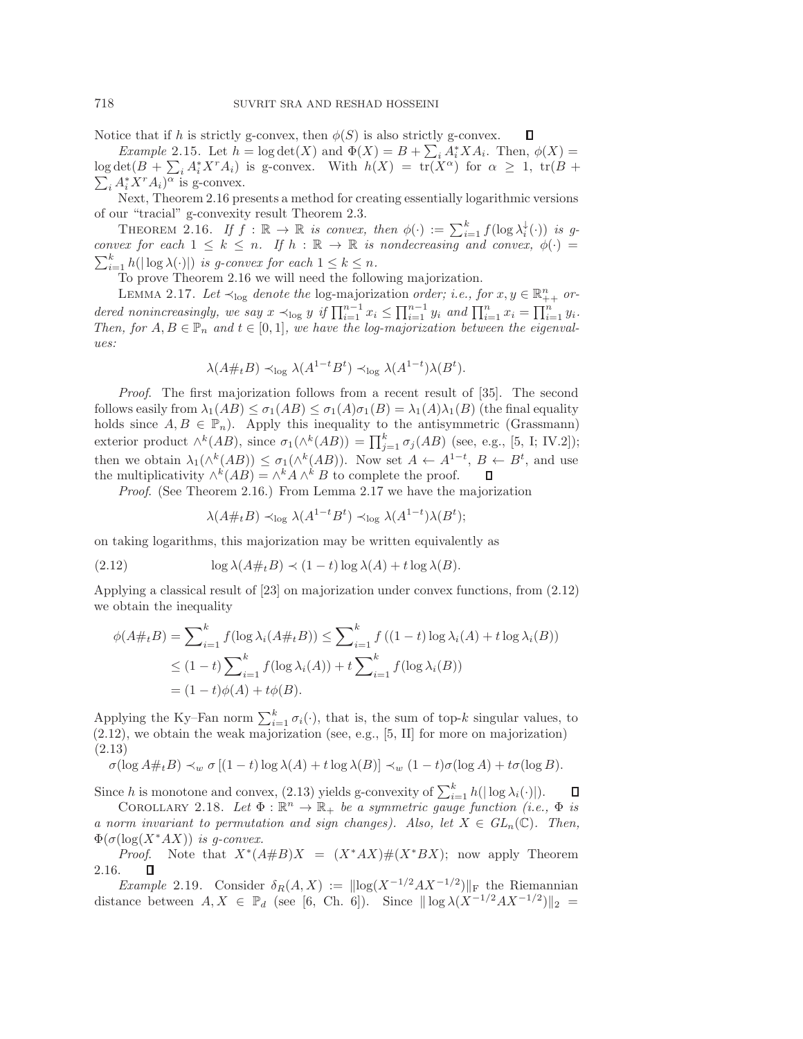Notice that if $h$ is strictly g-convex, then $\phi(S)$ is also strictly g-convex. ∎

*Example* 2.15. Let $h = \log\det(X)$ and $\Phi(X) = B + \sum_i A_i^* X A_i$. Then, $\phi(X) = \log\det(B + \sum_i A_i^* X^r A_i)$ is g-convex. With $h(X) = \operatorname{tr}(X^\alpha)$ for $\alpha \geq 1$, $\operatorname{tr}(B + \sum_i A_i^* X^r A_i)^\alpha$ is g-convex.

Next, Theorem 2.16 presents a method for creating essentially logarithmic versions of our "tracial" g-convexity result Theorem 2.3.

THEOREM 2.16. *If $f : \mathbb{R} \to \mathbb{R}$ is convex, then $\phi(\cdot) := \sum_{i=1}^k f(\log \lambda_i^\downarrow(\cdot))$ is g-convex for each $1 \leq k \leq n$. If $h : \mathbb{R} \to \mathbb{R}$ is nondecreasing and convex, $\phi(\cdot) = \sum_{i=1}^k h(|\log \lambda(\cdot)|)$ is g-convex for each $1 \leq k \leq n$.*

To prove Theorem 2.16 we will need the following majorization.

LEMMA 2.17. *Let $\prec_{\log}$ denote the* log-majorization *order; i.e., for $x, y \in \mathbb{R}^n_{++}$ ordered nonincreasingly, we say $x \prec_{\log} y$ if $\prod_{i=1}^{n-1} x_i \leq \prod_{i=1}^{n-1} y_i$ and $\prod_{i=1}^n x_i = \prod_{i=1}^n y_i$. Then, for $A, B \in \mathbb{P}_n$ and $t \in [0,1]$, we have the log-majorization between the eigenvalues:*

$$\lambda(A \#_t B) \prec_{\log} \lambda(A^{1-t} B^t) \prec_{\log} \lambda(A^{1-t})\lambda(B^t).$$

*Proof*. The first majorization follows from a recent result of [35]. The second follows easily from $\lambda_1(AB) \leq \sigma_1(AB) \leq \sigma_1(A)\sigma_1(B) = \lambda_1(A)\lambda_1(B)$ (the final equality holds since $A, B \in \mathbb{P}_n$). Apply this inequality to the antisymmetric (Grassmann) exterior product $\wedge^k(AB)$, since $\sigma_1(\wedge^k(AB)) = \prod_{j=1}^k \sigma_j(AB)$ (see, e.g., [5, I; IV.2]); then we obtain $\lambda_1(\wedge^k(AB)) \leq \sigma_1(\wedge^k(AB))$. Now set $A \leftarrow A^{1-t}$, $B \leftarrow B^t$, and use the multiplicativity $\wedge^k(AB) = \wedge^k A \wedge^k B$ to complete the proof. ∎

*Proof*. (See Theorem 2.16.) From Lemma 2.17 we have the majorization

$$\lambda(A \#_t B) \prec_{\log} \lambda(A^{1-t} B^t) \prec_{\log} \lambda(A^{1-t})\lambda(B^t);$$

on taking logarithms, this majorization may be written equivalently as

$$\log \lambda(A \#_t B) \prec (1-t)\log \lambda(A) + t \log \lambda(B). \tag{2.12}$$

Applying a classical result of [23] on majorization under convex functions, from (2.12) we obtain the inequality

$$\begin{aligned}
\phi(A \#_t B) &= \sum\nolimits_{i=1}^k f(\log \lambda_i(A \#_t B)) \leq \sum\nolimits_{i=1}^k f\left((1-t)\log \lambda_i(A) + t \log \lambda_i(B)\right) \\
&\leq (1-t) \sum\nolimits_{i=1}^k f(\log \lambda_i(A)) + t \sum\nolimits_{i=1}^k f(\log \lambda_i(B)) \\
&= (1-t)\phi(A) + t\phi(B).
\end{aligned}$$

Applying the Ky–Fan norm $\sum_{i=1}^k \sigma_i(\cdot)$, that is, the sum of top-$k$ singular values, to (2.12), we obtain the weak majorization (see, e.g., [5, II] for more on majorization)

$$\sigma(\log A \#_t B) \prec_w \sigma\left[(1-t)\log \lambda(A) + t \log \lambda(B)\right] \prec_w (1-t)\sigma(\log A) + t\sigma(\log B). \tag{2.13}$$

Since $h$ is monotone and convex, (2.13) yields g-convexity of $\sum_{i=1}^k h(|\log \lambda_i(\cdot)|)$. ∎

COROLLARY 2.18. *Let $\Phi : \mathbb{R}^n \to \mathbb{R}_+$ be a symmetric gauge function (i.e., $\Phi$ is a norm invariant to permutation and sign changes). Also, let $X \in GL_n(\mathbb{C})$. Then, $\Phi(\sigma(\log(X^* A X))$ is g-convex.*

*Proof*. Note that $X^*(A \# B)X = (X^* A X)\#(X^* B X)$; now apply Theorem 2.16. ∎

*Example* 2.19. Consider $\delta_R(A, X) := \|\log(X^{-1/2} A X^{-1/2})\|_{\mathrm{F}}$ the Riemannian distance between $A, X \in \mathbb{P}_d$ (see [6, Ch. 6]). Since $\|\log \lambda(X^{-1/2} A X^{-1/2})\|_2 =$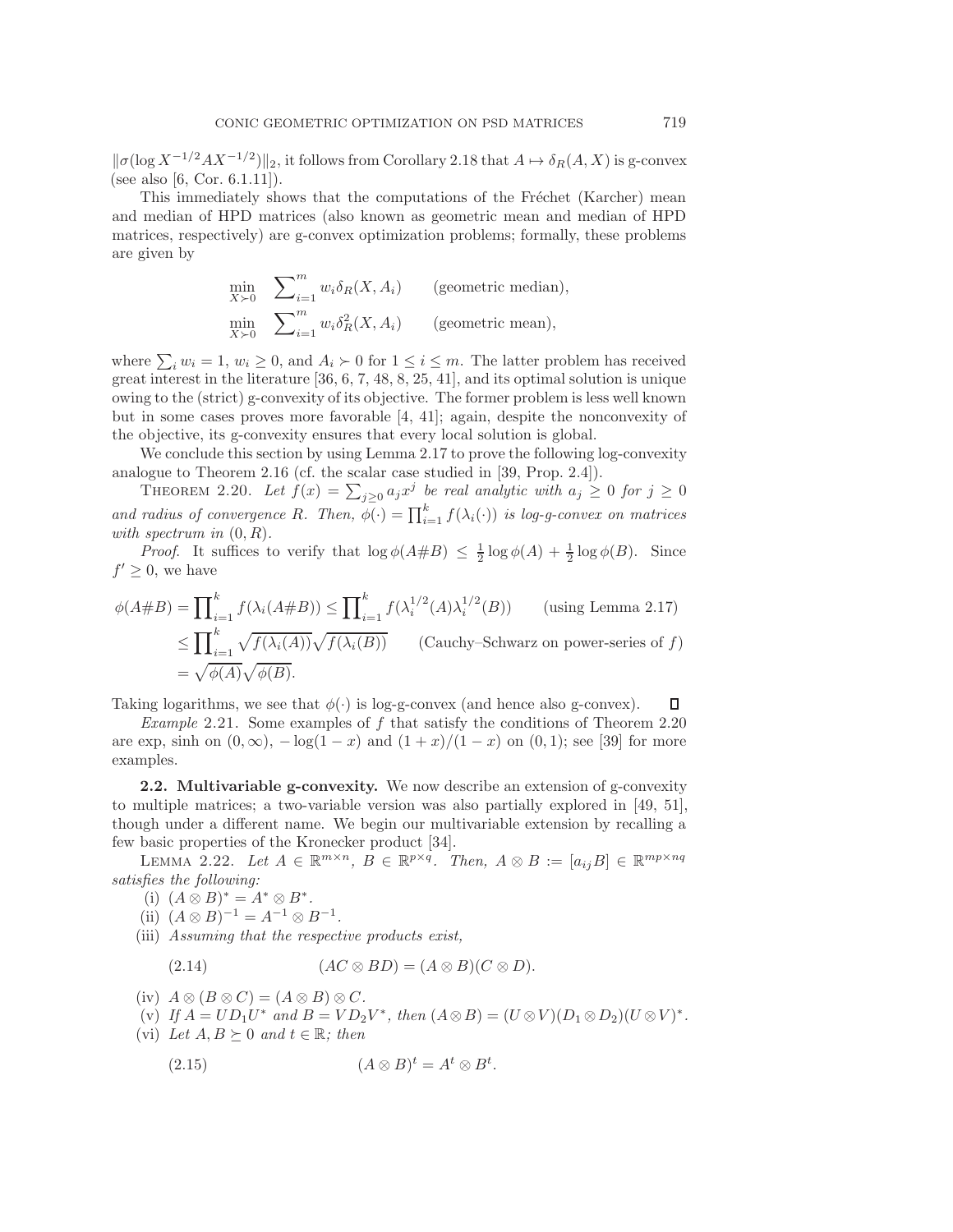$\|\sigma(\log X^{-1/2}AX^{-1/2})\|_2$, it follows from Corollary 2.18 that $A \mapsto \delta_R(A, X)$ is g-convex (see also [6, Cor. 6.1.11]).

This immediately shows that the computations of the Fréchet (Karcher) mean and median of HPD matrices (also known as geometric mean and median of HPD matrices, respectively) are g-convex optimization problems; formally, these problems are given by

$$\min_{X \succ 0} \quad \sum\nolimits_{i=1}^{m} w_i \delta_R(X, A_i) \qquad \text{(geometric median)},$$
$$\min_{X \succ 0} \quad \sum\nolimits_{i=1}^{m} w_i \delta_R^2(X, A_i) \qquad \text{(geometric mean)},$$

where $\sum_i w_i = 1$, $w_i \geq 0$, and $A_i \succ 0$ for $1 \leq i \leq m$. The latter problem has received great interest in the literature [36, 6, 7, 48, 8, 25, 41], and its optimal solution is unique owing to the (strict) g-convexity of its objective. The former problem is less well known but in some cases proves more favorable [4, 41]; again, despite the nonconvexity of the objective, its g-convexity ensures that every local solution is global.

We conclude this section by using Lemma 2.17 to prove the following log-convexity analogue to Theorem 2.16 (cf. the scalar case studied in [39, Prop. 2.4]).

Theorem 2.20. *Let $f(x) = \sum_{j \geq 0} a_j x^j$ be real analytic with $a_j \geq 0$ for $j \geq 0$ and radius of convergence $R$. Then, $\phi(\cdot) = \prod_{i=1}^{k} f(\lambda_i(\cdot))$ is log-g-convex on matrices with spectrum in $(0, R)$.*

*Proof.* It suffices to verify that $\log \phi(A\#B) \leq \frac{1}{2}\log\phi(A) + \frac{1}{2}\log\phi(B)$. Since $f' \geq 0$, we have

$$\begin{aligned}
\phi(A\#B) = \prod\nolimits_{i=1}^{k} f(\lambda_i(A\#B)) &\leq \prod\nolimits_{i=1}^{k} f(\lambda_i^{1/2}(A)\lambda_i^{1/2}(B)) \qquad \text{(using Lemma 2.17)}\\
&\leq \prod\nolimits_{i=1}^{k} \sqrt{f(\lambda_i(A))}\sqrt{f(\lambda_i(B))} \qquad \text{(Cauchy–Schwarz on power-series of } f)\\
&= \sqrt{\phi(A)}\sqrt{\phi(B)}.
\end{aligned}$$

Taking logarithms, we see that $\phi(\cdot)$ is log-g-convex (and hence also g-convex). ∎

*Example* 2.21. Some examples of $f$ that satisfy the conditions of Theorem 2.20 are exp, sinh on $(0, \infty)$, $-\log(1-x)$ and $(1+x)/(1-x)$ on $(0, 1)$; see [39] for more examples.

### 2.2. Multivariable g-convexity.

We now describe an extension of g-convexity to multiple matrices; a two-variable version was also partially explored in [49, 51], though under a different name. We begin our multivariable extension by recalling a few basic properties of the Kronecker product [34].

Lemma 2.22. *Let $A \in \mathbb{R}^{m\times n}$, $B \in \mathbb{R}^{p\times q}$. Then, $A \otimes B := [a_{ij}B] \in \mathbb{R}^{mp\times nq}$ satisfies the following:*

(i) $(A \otimes B)^* = A^* \otimes B^*$.

(ii) $(A \otimes B)^{-1} = A^{-1} \otimes B^{-1}$.

(iii) *Assuming that the respective products exist,*

$$(AC \otimes BD) = (A \otimes B)(C \otimes D). \tag{2.14}$$

(iv) $A \otimes (B \otimes C) = (A \otimes B) \otimes C$.

(v) *If $A = UD_1U^*$ and $B = VD_2V^*$, then $(A \otimes B) = (U \otimes V)(D_1 \otimes D_2)(U \otimes V)^*$.*

(vi) *Let $A, B \succeq 0$ and $t \in \mathbb{R}$; then*

$$(A \otimes B)^t = A^t \otimes B^t. \tag{2.15}$$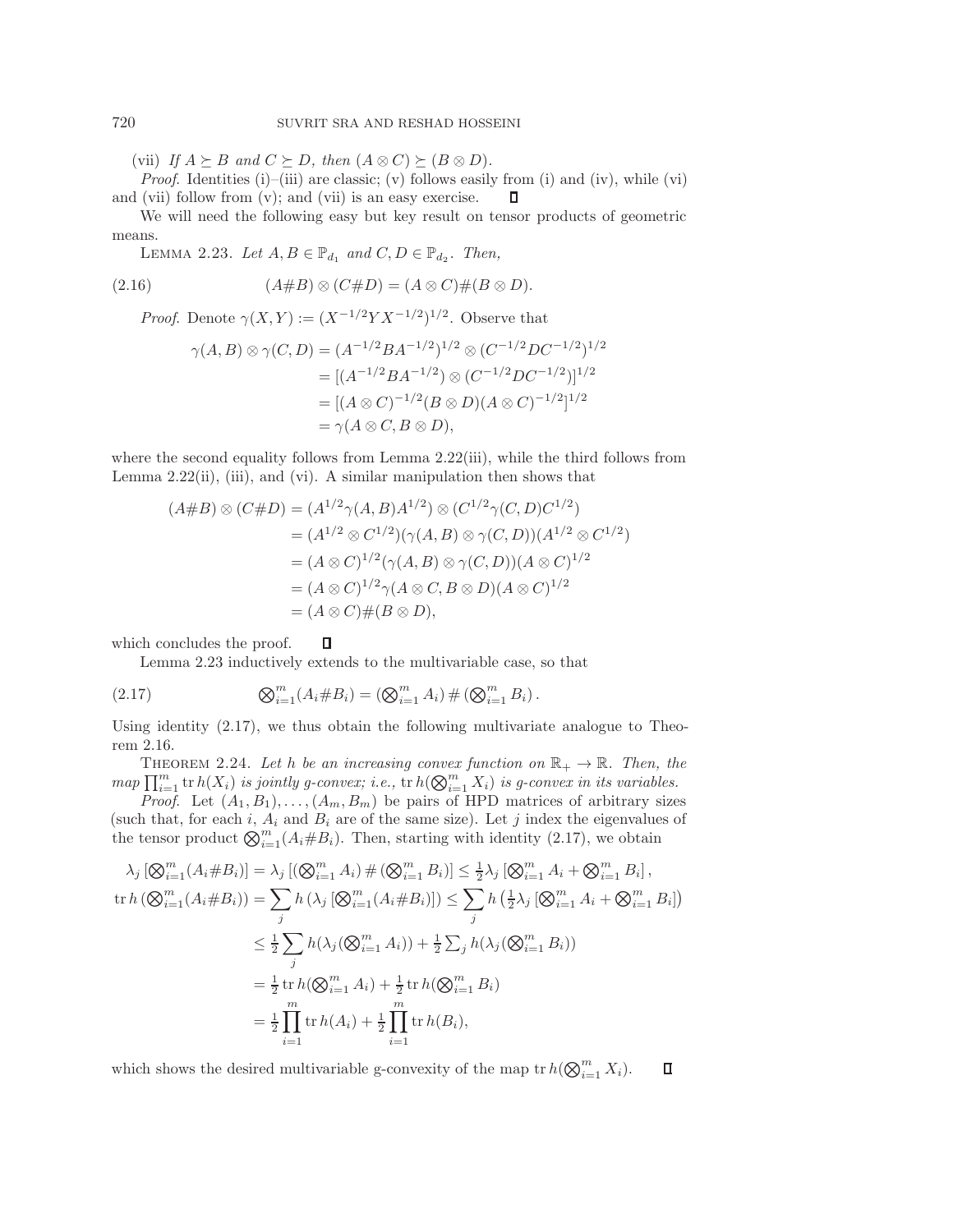(vii) *If $A \succeq B$ and $C \succeq D$, then $(A \otimes C) \succeq (B \otimes D)$.*

*Proof.* Identities (i)–(iii) are classic; (v) follows easily from (i) and (iv), while (vi) and (vii) follow from (v); and (vii) is an easy exercise. ∎

We will need the following easy but key result on tensor products of geometric means.

LEMMA 2.23. *Let $A, B \in \mathbb{P}_{d_1}$ and $C, D \in \mathbb{P}_{d_2}$. Then,*

$$(A\#B) \otimes (C\#D) = (A \otimes C)\#(B \otimes D). \tag{2.16}$$

*Proof.* Denote $\gamma(X,Y) := (X^{-1/2}YX^{-1/2})^{1/2}$. Observe that

$$\begin{aligned}
\gamma(A,B) \otimes \gamma(C,D) &= (A^{-1/2}BA^{-1/2})^{1/2} \otimes (C^{-1/2}DC^{-1/2})^{1/2} \\
&= [(A^{-1/2}BA^{-1/2}) \otimes (C^{-1/2}DC^{-1/2})]^{1/2} \\
&= [(A \otimes C)^{-1/2}(B \otimes D)(A \otimes C)^{-1/2}]^{1/2} \\
&= \gamma(A \otimes C, B \otimes D),
\end{aligned}$$

where the second equality follows from Lemma 2.22(iii), while the third follows from Lemma 2.22(ii), (iii), and (vi). A similar manipulation then shows that

$$\begin{aligned}
(A\#B) \otimes (C\#D) &= (A^{1/2}\gamma(A,B)A^{1/2}) \otimes (C^{1/2}\gamma(C,D)C^{1/2}) \\
&= (A^{1/2} \otimes C^{1/2})(\gamma(A,B) \otimes \gamma(C,D))(A^{1/2} \otimes C^{1/2}) \\
&= (A \otimes C)^{1/2}(\gamma(A,B) \otimes \gamma(C,D))(A \otimes C)^{1/2} \\
&= (A \otimes C)^{1/2}\gamma(A \otimes C, B \otimes D)(A \otimes C)^{1/2} \\
&= (A \otimes C)\#(B \otimes D),
\end{aligned}$$

which concludes the proof. ∎

Lemma 2.23 inductively extends to the multivariable case, so that

$$\textstyle\bigotimes_{i=1}^m (A_i \# B_i) = \left(\bigotimes_{i=1}^m A_i\right) \# \left(\bigotimes_{i=1}^m B_i\right). \tag{2.17}$$

Using identity (2.17), we thus obtain the following multivariate analogue to Theorem 2.16.

THEOREM 2.24. *Let $h$ be an increasing convex function on $\mathbb{R}_+ \to \mathbb{R}$. Then, the map $\prod_{i=1}^m \operatorname{tr} h(X_i)$ is jointly g-convex; i.e., $\operatorname{tr} h(\bigotimes_{i=1}^m X_i)$ is g-convex in its variables.*

*Proof.* Let $(A_1, B_1), \ldots, (A_m, B_m)$ be pairs of HPD matrices of arbitrary sizes (such that, for each $i$, $A_i$ and $B_i$ are of the same size). Let $j$ index the eigenvalues of the tensor product $\bigotimes_{i=1}^m (A_i \# B_i)$. Then, starting with identity (2.17), we obtain

$$\begin{aligned}
\lambda_j\left[\textstyle\bigotimes_{i=1}^m (A_i \# B_i)\right] &= \lambda_j\left[\left(\textstyle\bigotimes_{i=1}^m A_i\right) \# \left(\textstyle\bigotimes_{i=1}^m B_i\right)\right] \le \tfrac{1}{2}\lambda_j\left[\textstyle\bigotimes_{i=1}^m A_i + \textstyle\bigotimes_{i=1}^m B_i\right], \\
\operatorname{tr} h\left(\textstyle\bigotimes_{i=1}^m (A_i \# B_i)\right) &= \sum_j h\left(\lambda_j\left[\textstyle\bigotimes_{i=1}^m (A_i \# B_i)\right]\right) \le \sum_j h\left(\tfrac{1}{2}\lambda_j\left[\textstyle\bigotimes_{i=1}^m A_i + \textstyle\bigotimes_{i=1}^m B_i\right]\right) \\
&\le \tfrac{1}{2}\sum_j h\left(\lambda_j\left(\textstyle\bigotimes_{i=1}^m A_i\right)\right) + \tfrac{1}{2}\textstyle\sum_j h\left(\lambda_j\left(\textstyle\bigotimes_{i=1}^m B_i\right)\right) \\
&= \tfrac{1}{2}\operatorname{tr} h\left(\textstyle\bigotimes_{i=1}^m A_i\right) + \tfrac{1}{2}\operatorname{tr} h\left(\textstyle\bigotimes_{i=1}^m B_i\right) \\
&= \tfrac{1}{2}\prod_{i=1}^m \operatorname{tr} h(A_i) + \tfrac{1}{2}\prod_{i=1}^m \operatorname{tr} h(B_i),
\end{aligned}$$

which shows the desired multivariable g-convexity of the map $\operatorname{tr} h(\bigotimes_{i=1}^m X_i)$. ∎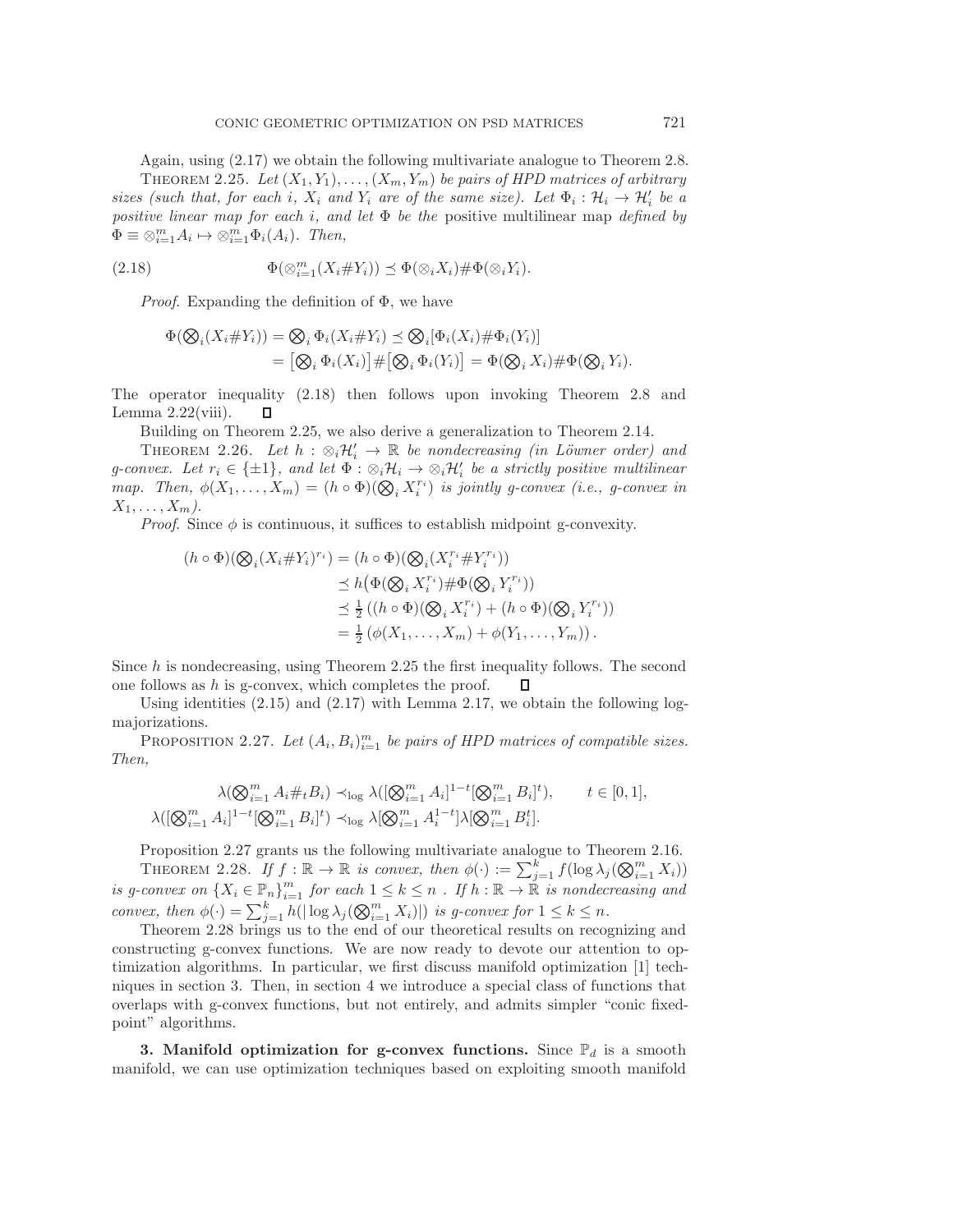Again, using (2.17) we obtain the following multivariate analogue to Theorem 2.8.

THEOREM 2.25. *Let $(X_1, Y_1), \ldots, (X_m, Y_m)$ be pairs of HPD matrices of arbitrary sizes (such that, for each $i$, $X_i$ and $Y_i$ are of the same size). Let $\Phi_i : \mathcal{H}_i \to \mathcal{H}'_i$ be a positive linear map for each $i$, and let $\Phi$ be the* positive multilinear map *defined by $\Phi \equiv \otimes_{i=1}^m A_i \mapsto \otimes_{i=1}^m \Phi_i(A_i)$. Then,*

$$\Phi(\otimes_{i=1}^m (X_i \# Y_i)) \preceq \Phi(\otimes_i X_i) \# \Phi(\otimes_i Y_i). \tag{2.18}$$

*Proof.* Expanding the definition of $\Phi$, we have

$$\begin{aligned}
\Phi(\bigotimes_i (X_i \# Y_i)) &= \bigotimes_i \Phi_i(X_i \# Y_i) \preceq \bigotimes_i [\Phi_i(X_i) \# \Phi_i(Y_i)] \\
&= \big[\bigotimes_i \Phi_i(X_i)\big] \# \big[\bigotimes_i \Phi_i(Y_i)\big] = \Phi(\bigotimes_i X_i) \# \Phi(\bigotimes_i Y_i).
\end{aligned}$$

The operator inequality (2.18) then follows upon invoking Theorem 2.8 and Lemma 2.22(viii). $\square$

Building on Theorem 2.25, we also derive a generalization to Theorem 2.14.

THEOREM 2.26. *Let $h : \otimes_i \mathcal{H}'_i \to \mathbb{R}$ be nondecreasing (in Löwner order) and g-convex. Let $r_i \in \{\pm 1\}$, and let $\Phi : \otimes_i \mathcal{H}_i \to \otimes_i \mathcal{H}'_i$ be a strictly positive multilinear map. Then, $\phi(X_1, \ldots, X_m) = (h \circ \Phi)(\bigotimes_i X_i^{r_i})$ is jointly g-convex (i.e., g-convex in $X_1, \ldots, X_m$).*

*Proof.* Since $\phi$ is continuous, it suffices to establish midpoint g-convexity.

$$\begin{aligned}
(h \circ \Phi)(\bigotimes_i (X_i \# Y_i)^{r_i}) &= (h \circ \Phi)(\bigotimes_i (X_i^{r_i} \# Y_i^{r_i})) \\
&\preceq h\big(\Phi(\bigotimes_i X_i^{r_i}) \# \Phi(\bigotimes_i Y_i^{r_i})\big) \\
&\preceq \tfrac{1}{2}\left((h \circ \Phi)(\bigotimes_i X_i^{r_i}) + (h \circ \Phi)(\bigotimes_i Y_i^{r_i})\right) \\
&= \tfrac{1}{2}\left(\phi(X_1, \ldots, X_m) + \phi(Y_1, \ldots, Y_m)\right).
\end{aligned}$$

Since $h$ is nondecreasing, using Theorem 2.25 the first inequality follows. The second one follows as $h$ is g-convex, which completes the proof. $\square$

Using identities (2.15) and (2.17) with Lemma 2.17, we obtain the following log-majorizations.

PROPOSITION 2.27. *Let $(A_i, B_i)_{i=1}^m$ be pairs of HPD matrices of compatible sizes. Then,*

$$\begin{aligned}
\lambda(\bigotimes_{i=1}^m A_i \#_t B_i) &\prec_{\log} \lambda([\bigotimes_{i=1}^m A_i]^{1-t} [\bigotimes_{i=1}^m B_i]^t), \qquad t \in [0, 1], \\
\lambda([\bigotimes_{i=1}^m A_i]^{1-t} [\bigotimes_{i=1}^m B_i]^t) &\prec_{\log} \lambda[\bigotimes_{i=1}^m A_i^{1-t}] \lambda[\bigotimes_{i=1}^m B_i^t].
\end{aligned}$$

Proposition 2.27 grants us the following multivariate analogue to Theorem 2.16.

THEOREM 2.28. *If $f : \mathbb{R} \to \mathbb{R}$ is convex, then $\phi(\cdot) := \sum_{j=1}^k f(\log \lambda_j(\bigotimes_{i=1}^m X_i))$ is g-convex on $\{X_i \in \mathbb{P}_n\}_{i=1}^m$ for each $1 \leq k \leq n$ . If $h : \mathbb{R} \to \mathbb{R}$ is nondecreasing and convex, then $\phi(\cdot) = \sum_{j=1}^k h(|\log \lambda_j(\bigotimes_{i=1}^m X_i)|)$ is g-convex for $1 \leq k \leq n$.*

Theorem 2.28 brings us to the end of our theoretical results on recognizing and constructing g-convex functions. We are now ready to devote our attention to optimization algorithms. In particular, we first discuss manifold optimization [1] techniques in section 3. Then, in section 4 we introduce a special class of functions that overlaps with g-convex functions, but not entirely, and admits simpler "conic fixed-point" algorithms.

## 3. Manifold optimization for g-convex functions.

Since $\mathbb{P}_d$ is a smooth manifold, we can use optimization techniques based on exploiting smooth manifold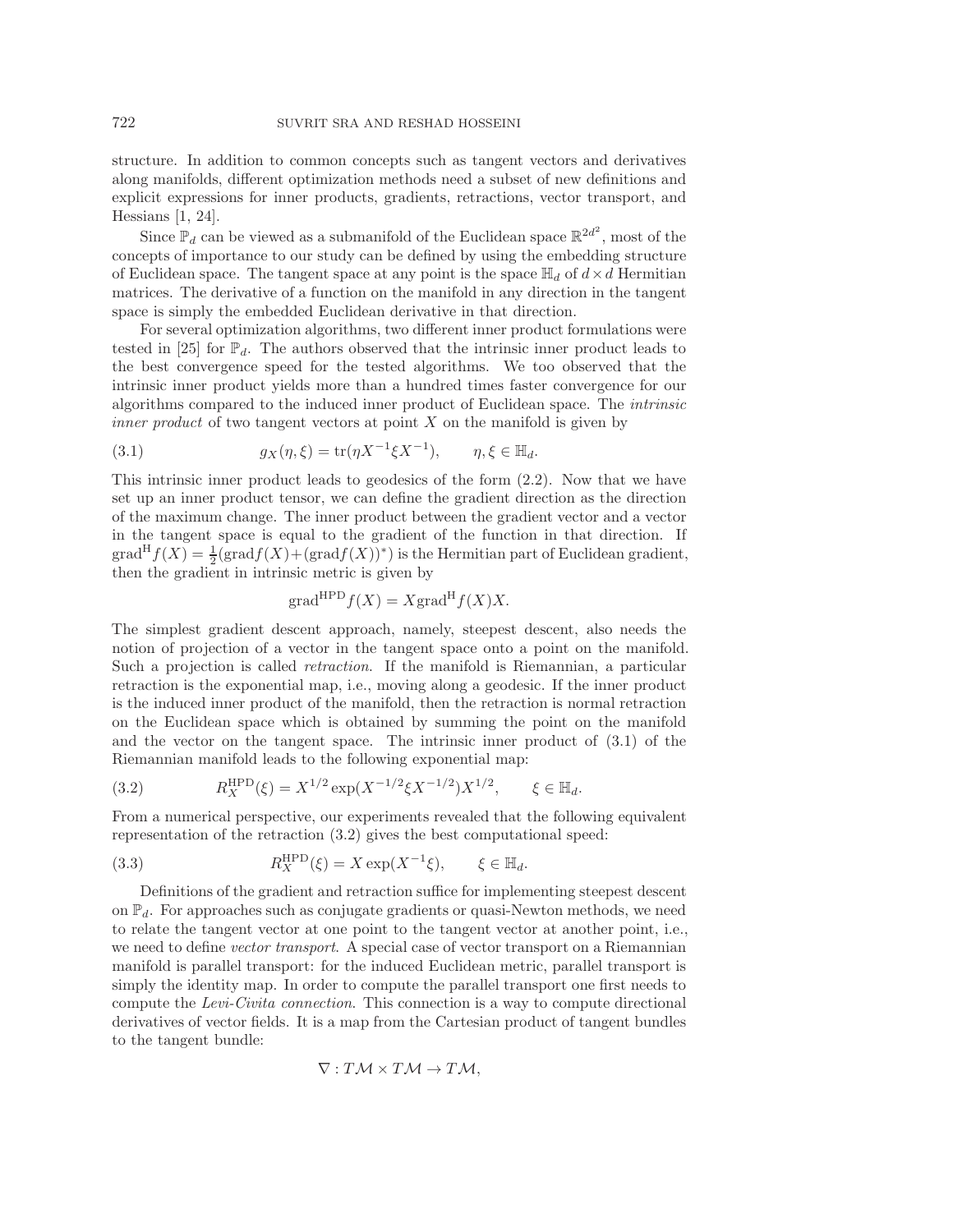structure. In addition to common concepts such as tangent vectors and derivatives along manifolds, different optimization methods need a subset of new definitions and explicit expressions for inner products, gradients, retractions, vector transport, and Hessians [1, 24].

Since $\mathbb{P}_d$ can be viewed as a submanifold of the Euclidean space $\mathbb{R}^{2d^2}$, most of the concepts of importance to our study can be defined by using the embedding structure of Euclidean space. The tangent space at any point is the space $\mathbb{H}_d$ of $d \times d$ Hermitian matrices. The derivative of a function on the manifold in any direction in the tangent space is simply the embedded Euclidean derivative in that direction.

For several optimization algorithms, two different inner product formulations were tested in [25] for $\mathbb{P}_d$. The authors observed that the intrinsic inner product leads to the best convergence speed for the tested algorithms. We too observed that the intrinsic inner product yields more than a hundred times faster convergence for our algorithms compared to the induced inner product of Euclidean space. The *intrinsic inner product* of two tangent vectors at point $X$ on the manifold is given by

$$g_X(\eta, \xi) = \operatorname{tr}(\eta X^{-1} \xi X^{-1}), \qquad \eta, \xi \in \mathbb{H}_d. \tag{3.1}$$

This intrinsic inner product leads to geodesics of the form (2.2). Now that we have set up an inner product tensor, we can define the gradient direction as the direction of the maximum change. The inner product between the gradient vector and a vector in the tangent space is equal to the gradient of the function in that direction. If $\operatorname{grad}^{\mathrm{H}} f(X) = \frac{1}{2}(\operatorname{grad} f(X) + (\operatorname{grad} f(X))^*)$ is the Hermitian part of Euclidean gradient, then the gradient in intrinsic metric is given by

$$\operatorname{grad}^{\mathrm{HPD}} f(X) = X \operatorname{grad}^{\mathrm{H}} f(X) X.$$

The simplest gradient descent approach, namely, steepest descent, also needs the notion of projection of a vector in the tangent space onto a point on the manifold. Such a projection is called *retraction*. If the manifold is Riemannian, a particular retraction is the exponential map, i.e., moving along a geodesic. If the inner product is the induced inner product of the manifold, then the retraction is normal retraction on the Euclidean space which is obtained by summing the point on the manifold and the vector on the tangent space. The intrinsic inner product of (3.1) of the Riemannian manifold leads to the following exponential map:

$$R_X^{\mathrm{HPD}}(\xi) = X^{1/2} \exp(X^{-1/2} \xi X^{-1/2}) X^{1/2}, \qquad \xi \in \mathbb{H}_d. \tag{3.2}$$

From a numerical perspective, our experiments revealed that the following equivalent representation of the retraction (3.2) gives the best computational speed:

$$R_X^{\mathrm{HPD}}(\xi) = X \exp(X^{-1} \xi), \qquad \xi \in \mathbb{H}_d. \tag{3.3}$$

Definitions of the gradient and retraction suffice for implementing steepest descent on $\mathbb{P}_d$. For approaches such as conjugate gradients or quasi-Newton methods, we need to relate the tangent vector at one point to the tangent vector at another point, i.e., we need to define *vector transport*. A special case of vector transport on a Riemannian manifold is parallel transport: for the induced Euclidean metric, parallel transport is simply the identity map. In order to compute the parallel transport one first needs to compute the *Levi-Civita connection*. This connection is a way to compute directional derivatives of vector fields. It is a map from the Cartesian product of tangent bundles to the tangent bundle:

$$\nabla : T\mathcal{M} \times T\mathcal{M} \to T\mathcal{M},$$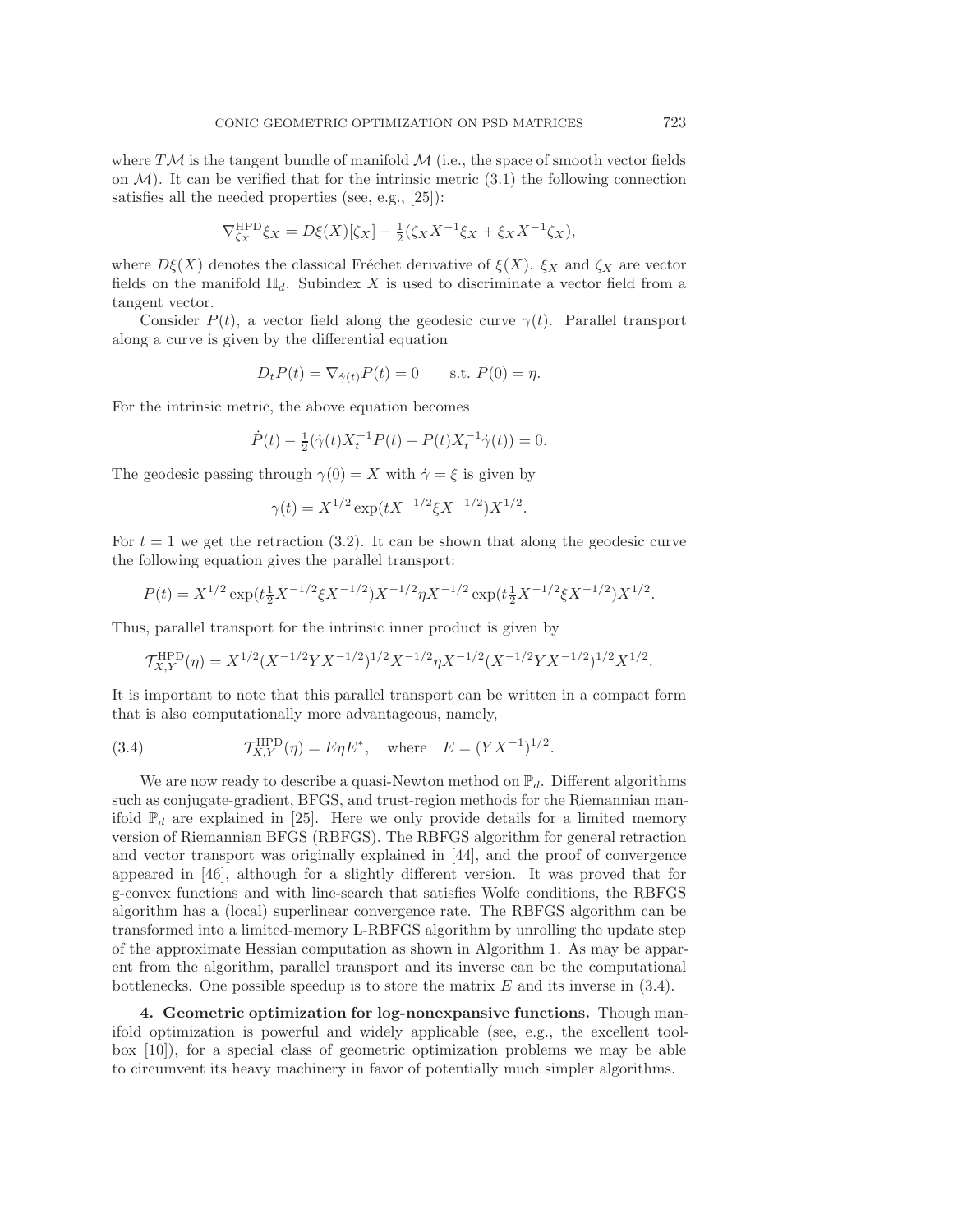where $T\mathcal{M}$ is the tangent bundle of manifold $\mathcal{M}$ (i.e., the space of smooth vector fields on $\mathcal{M}$). It can be verified that for the intrinsic metric (3.1) the following connection satisfies all the needed properties (see, e.g., [25]):

$$\nabla^{\text{HPD}}_{\zeta_X}\xi_X = D\xi(X)[\zeta_X] - \tfrac{1}{2}(\zeta_X X^{-1}\xi_X + \xi_X X^{-1}\zeta_X),$$

where $D\xi(X)$ denotes the classical Fréchet derivative of $\xi(X)$. $\xi_X$ and $\zeta_X$ are vector fields on the manifold $\mathbb{H}_d$. Subindex $X$ is used to discriminate a vector field from a tangent vector.

Consider $P(t)$, a vector field along the geodesic curve $\gamma(t)$. Parallel transport along a curve is given by the differential equation

$$D_t P(t) = \nabla_{\dot{\gamma}(t)} P(t) = 0 \qquad \text{s.t. } P(0) = \eta.$$

For the intrinsic metric, the above equation becomes

$$\dot{P}(t) - \tfrac{1}{2}(\dot{\gamma}(t)X_t^{-1}P(t) + P(t)X_t^{-1}\dot{\gamma}(t)) = 0.$$

The geodesic passing through $\gamma(0) = X$ with $\dot{\gamma} = \xi$ is given by

$$\gamma(t) = X^{1/2}\exp(tX^{-1/2}\xi X^{-1/2})X^{1/2}.$$

For $t = 1$ we get the retraction (3.2). It can be shown that along the geodesic curve the following equation gives the parallel transport:

$$P(t) = X^{1/2}\exp(t\tfrac{1}{2}X^{-1/2}\xi X^{-1/2})X^{-1/2}\eta X^{-1/2}\exp(t\tfrac{1}{2}X^{-1/2}\xi X^{-1/2})X^{1/2}.$$

Thus, parallel transport for the intrinsic inner product is given by

$$\mathcal{T}^{\text{HPD}}_{X,Y}(\eta) = X^{1/2}(X^{-1/2}YX^{-1/2})^{1/2}X^{-1/2}\eta X^{-1/2}(X^{-1/2}YX^{-1/2})^{1/2}X^{1/2}.$$

It is important to note that this parallel transport can be written in a compact form that is also computationally more advantageous, namely,

$$\mathcal{T}^{\text{HPD}}_{X,Y}(\eta) = E\eta E^*, \quad \text{where} \quad E = (YX^{-1})^{1/2}. \tag{3.4}$$

We are now ready to describe a quasi-Newton method on $\mathbb{P}_d$. Different algorithms such as conjugate-gradient, BFGS, and trust-region methods for the Riemannian manifold $\mathbb{P}_d$ are explained in [25]. Here we only provide details for a limited memory version of Riemannian BFGS (RBFGS). The RBFGS algorithm for general retraction and vector transport was originally explained in [44], and the proof of convergence appeared in [46], although for a slightly different version. It was proved that for g-convex functions and with line-search that satisfies Wolfe conditions, the RBFGS algorithm has a (local) superlinear convergence rate. The RBFGS algorithm can be transformed into a limited-memory L-RBFGS algorithm by unrolling the update step of the approximate Hessian computation as shown in Algorithm 1. As may be apparent from the algorithm, parallel transport and its inverse can be the computational bottlenecks. One possible speedup is to store the matrix $E$ and its inverse in (3.4).

## 4. Geometric optimization for log-nonexpansive functions.

Though manifold optimization is powerful and widely applicable (see, e.g., the excellent toolbox [10]), for a special class of geometric optimization problems we may be able to circumvent its heavy machinery in favor of potentially much simpler algorithms.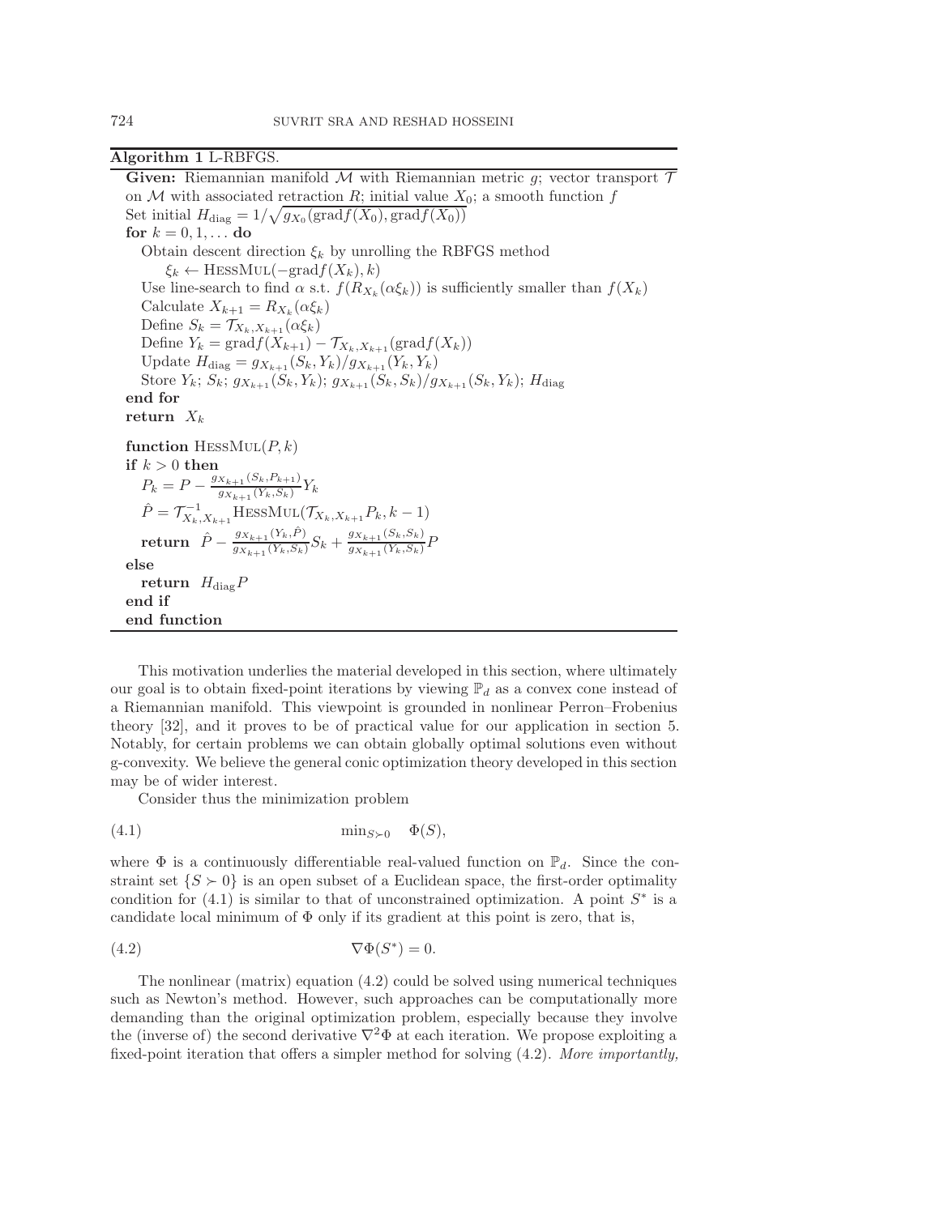**Algorithm 1** L-RBFGS.

**Given:** Riemannian manifold $\mathcal{M}$ with Riemannian metric $g$; vector transport $\mathcal{T}$ on $\mathcal{M}$ with associated retraction $R$; initial value $X_0$; a smooth function $f$

Set initial $H_{\text{diag}} = 1/\sqrt{g_{X_0}(\text{grad}f(X_0), \text{grad}f(X_0))}$

**for** $k = 0, 1, \ldots$ **do**

  Obtain descent direction $\xi_k$ by unrolling the RBFGS method

    $\xi_k \leftarrow \text{HessMul}(-\text{grad}f(X_k), k)$

  Use line-search to find $\alpha$ s.t. $f(R_{X_k}(\alpha\xi_k))$ is sufficiently smaller than $f(X_k)$

  Calculate $X_{k+1} = R_{X_k}(\alpha\xi_k)$

  Define $S_k = \mathcal{T}_{X_k, X_{k+1}}(\alpha\xi_k)$

  Define $Y_k = \text{grad}f(X_{k+1}) - \mathcal{T}_{X_k, X_{k+1}}(\text{grad}f(X_k))$

  Update $H_{\text{diag}} = g_{X_{k+1}}(S_k, Y_k)/g_{X_{k+1}}(Y_k, Y_k)$

  Store $Y_k$; $S_k$; $g_{X_{k+1}}(S_k, Y_k)$; $g_{X_{k+1}}(S_k, S_k)/g_{X_{k+1}}(S_k, Y_k)$; $H_{\text{diag}}$

**end for**

**return** $X_k$

**function** $\text{HessMul}(P, k)$

**if** $k > 0$ **then**

  $P_k = P - \frac{g_{X_{k+1}}(S_k, P_{k+1})}{g_{X_{k+1}}(Y_k, S_k)} Y_k$

  $\hat{P} = \mathcal{T}^{-1}_{X_k, X_{k+1}} \text{HessMul}(\mathcal{T}_{X_k, X_{k+1}} P_k, k-1)$

  **return** $\hat{P} - \frac{g_{X_{k+1}}(Y_k, \hat{P})}{g_{X_{k+1}}(Y_k, S_k)} S_k + \frac{g_{X_{k+1}}(S_k, S_k)}{g_{X_{k+1}}(Y_k, S_k)} P$

**else**

  **return** $H_{\text{diag}} P$

**end if**

**end function**

This motivation underlies the material developed in this section, where ultimately our goal is to obtain fixed-point iterations by viewing $\mathbb{P}_d$ as a convex cone instead of a Riemannian manifold. This viewpoint is grounded in nonlinear Perron–Frobenius theory [32], and it proves to be of practical value for our application in section 5. Notably, for certain problems we can obtain globally optimal solutions even without g-convexity. We believe the general conic optimization theory developed in this section may be of wider interest.

Consider thus the minimization problem

$$\min_{S \succ 0} \quad \Phi(S), \tag{4.1}$$

where $\Phi$ is a continuously differentiable real-valued function on $\mathbb{P}_d$. Since the constraint set $\{S \succ 0\}$ is an open subset of a Euclidean space, the first-order optimality condition for (4.1) is similar to that of unconstrained optimization. A point $S^*$ is a candidate local minimum of $\Phi$ only if its gradient at this point is zero, that is,

$$\nabla\Phi(S^*) = 0. \tag{4.2}$$

The nonlinear (matrix) equation (4.2) could be solved using numerical techniques such as Newton's method. However, such approaches can be computationally more demanding than the original optimization problem, especially because they involve the (inverse of) the second derivative $\nabla^2\Phi$ at each iteration. We propose exploiting a fixed-point iteration that offers a simpler method for solving (4.2). *More importantly,*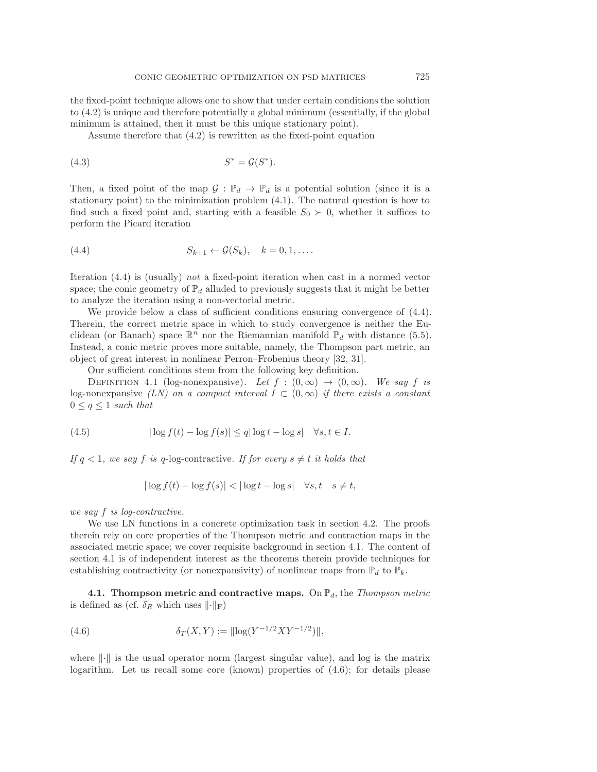the fixed-point technique allows one to show that under certain conditions the solution to (4.2) is unique and therefore potentially a global minimum (essentially, if the global minimum is attained, then it must be this unique stationary point).

Assume therefore that (4.2) is rewritten as the fixed-point equation

$$S^* = \mathcal{G}(S^*). \tag{4.3}$$

Then, a fixed point of the map $\mathcal{G} : \mathbb{P}_d \to \mathbb{P}_d$ is a potential solution (since it is a stationary point) to the minimization problem (4.1). The natural question is how to find such a fixed point and, starting with a feasible $S_0 \succ 0$, whether it suffices to perform the Picard iteration

$$S_{k+1} \leftarrow \mathcal{G}(S_k), \quad k = 0, 1, \ldots. \tag{4.4}$$

Iteration (4.4) is (usually) *not* a fixed-point iteration when cast in a normed vector space; the conic geometry of $\mathbb{P}_d$ alluded to previously suggests that it might be better to analyze the iteration using a non-vectorial metric.

We provide below a class of sufficient conditions ensuring convergence of (4.4). Therein, the correct metric space in which to study convergence is neither the Euclidean (or Banach) space $\mathbb{R}^n$ nor the Riemannian manifold $\mathbb{P}_d$ with distance (5.5). Instead, a conic metric proves more suitable, namely, the Thompson part metric, an object of great interest in nonlinear Perron–Frobenius theory [32, 31].

Our sufficient conditions stem from the following key definition.

Definition 4.1 (log-nonexpansive). *Let $f : (0, \infty) \to (0, \infty)$. We say $f$ is* log-nonexpansive *(LN) on a compact interval $I \subset (0, \infty)$ if there exists a constant $0 \leq q \leq 1$ such that*

$$|\log f(t) - \log f(s)| \leq q |\log t - \log s| \quad \forall s, t \in I. \tag{4.5}$$

*If $q < 1$, we say $f$ is* $q$-log-contractive. *If for every $s \neq t$ it holds that*

$$|\log f(t) - \log f(s)| < |\log t - \log s| \quad \forall s, t \quad s \neq t,$$

*we say $f$ is log-contractive.*

We use LN functions in a concrete optimization task in section 4.2. The proofs therein rely on core properties of the Thompson metric and contraction maps in the associated metric space; we cover requisite background in section 4.1. The content of section 4.1 is of independent interest as the theorems therein provide techniques for establishing contractivity (or nonexpansivity) of nonlinear maps from $\mathbb{P}_d$ to $\mathbb{P}_k$.

### 4.1. Thompson metric and contractive maps.

On $\mathbb{P}_d$, the *Thompson metric* is defined as (cf. $\delta_R$ which uses $\|\cdot\|_{\mathrm{F}}$)

$$\delta_T(X, Y) := \|\log(Y^{-1/2} X Y^{-1/2})\|, \tag{4.6}$$

where $\|\cdot\|$ is the usual operator norm (largest singular value), and log is the matrix logarithm. Let us recall some core (known) properties of (4.6); for details please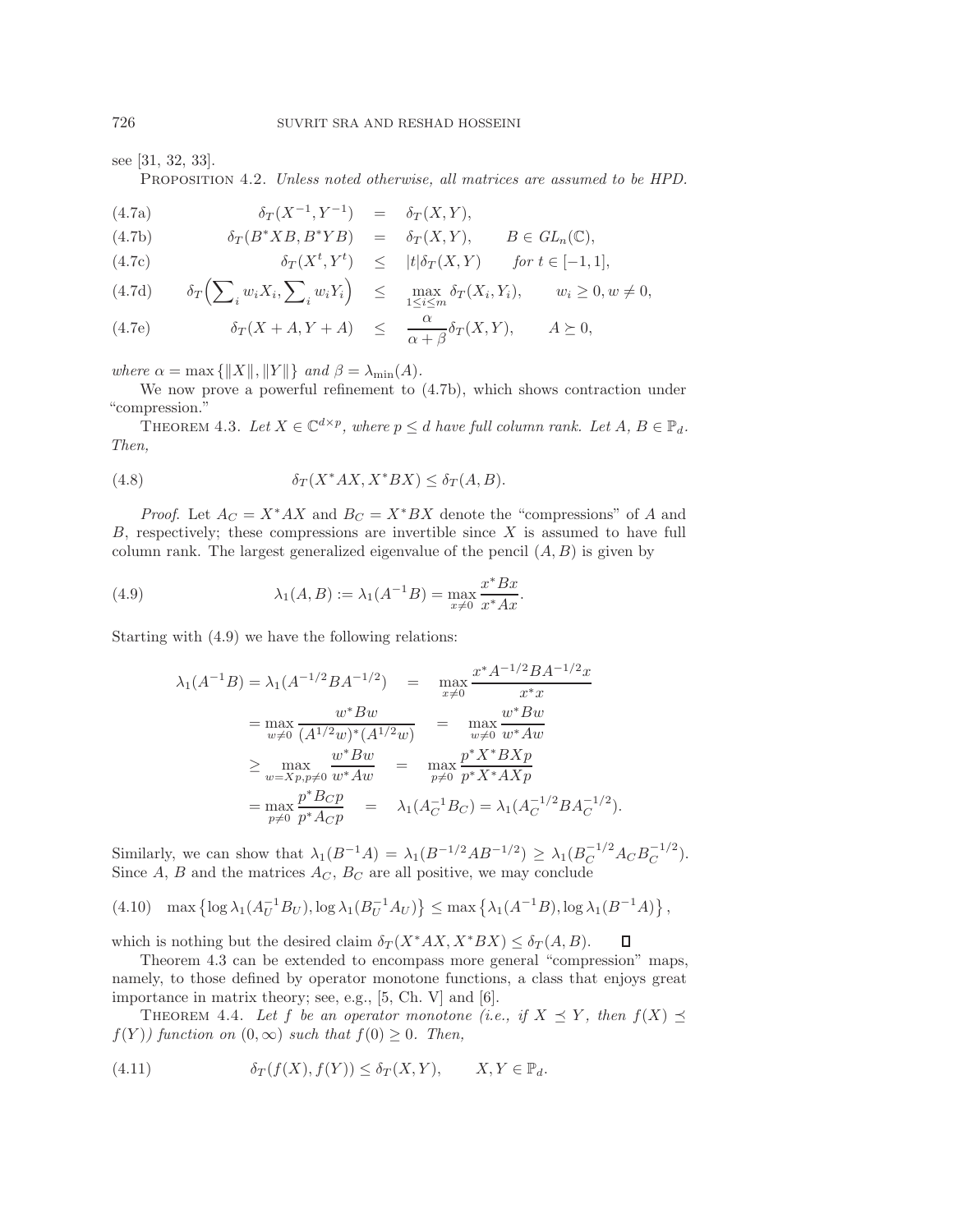see [31, 32, 33].

PROPOSITION 4.2. *Unless noted otherwise, all matrices are assumed to be HPD.*

$$
\begin{aligned}
&\text{(4.7a)} \qquad & \delta_T(X^{-1}, Y^{-1}) &= \delta_T(X, Y), \\
&\text{(4.7b)} \qquad & \delta_T(B^*XB, B^*YB) &= \delta_T(X, Y), \qquad B \in GL_n(\mathbb{C}), \\
&\text{(4.7c)} \qquad & \delta_T(X^t, Y^t) &\leq |t|\delta_T(X, Y) \qquad \textit{for } t \in [-1, 1], \\
&\text{(4.7d)} \qquad & \delta_T\Big(\sum\nolimits_i w_i X_i, \sum\nolimits_i w_i Y_i\Big) &\leq \max_{1 \leq i \leq m} \delta_T(X_i, Y_i), \qquad w_i \geq 0, w \neq 0, \\
&\text{(4.7e)} \qquad & \delta_T(X + A, Y + A) &\leq \frac{\alpha}{\alpha + \beta}\delta_T(X, Y), \qquad A \succeq 0,
\end{aligned}
$$

*where* $\alpha = \max\{\|X\|, \|Y\|\}$ *and* $\beta = \lambda_{\min}(A)$.

We now prove a powerful refinement to (4.7b), which shows contraction under "compression."

THEOREM 4.3. *Let* $X \in \mathbb{C}^{d \times p}$*, where* $p \leq d$ *have full column rank. Let* $A, B \in \mathbb{P}_d$*. Then,*

$$
\delta_T(X^*AX, X^*BX) \leq \delta_T(A, B). \tag{4.8}
$$

*Proof.* Let $A_C = X^*AX$ and $B_C = X^*BX$ denote the "compressions" of $A$ and $B$, respectively; these compressions are invertible since $X$ is assumed to have full column rank. The largest generalized eigenvalue of the pencil $(A, B)$ is given by

$$
\lambda_1(A, B) := \lambda_1(A^{-1}B) = \max_{x \neq 0} \frac{x^*Bx}{x^*Ax}. \tag{4.9}
$$

Starting with (4.9) we have the following relations:

$$
\begin{aligned}
\lambda_1(A^{-1}B) = \lambda_1(A^{-1/2}BA^{-1/2}) &= \max_{x \neq 0} \frac{x^*A^{-1/2}BA^{-1/2}x}{x^*x} \\
= \max_{w \neq 0} \frac{w^*Bw}{(A^{1/2}w)^*(A^{1/2}w)} &= \max_{w \neq 0} \frac{w^*Bw}{w^*Aw} \\
\geq \max_{w = Xp, p \neq 0} \frac{w^*Bw}{w^*Aw} &= \max_{p \neq 0} \frac{p^*X^*BXp}{p^*X^*AXp} \\
= \max_{p \neq 0} \frac{p^*B_Cp}{p^*A_Cp} &= \lambda_1(A_C^{-1}B_C) = \lambda_1(A_C^{-1/2}BA_C^{-1/2}).
\end{aligned}
$$

Similarly, we can show that $\lambda_1(B^{-1}A) = \lambda_1(B^{-1/2}AB^{-1/2}) \geq \lambda_1(B_C^{-1/2}A_CB_C^{-1/2})$. Since $A$, $B$ and the matrices $A_C$, $B_C$ are all positive, we may conclude

$$
\max\left\{\log\lambda_1(A_U^{-1}B_U), \log\lambda_1(B_U^{-1}A_U)\right\} \leq \max\left\{\lambda_1(A^{-1}B), \log\lambda_1(B^{-1}A)\right\}, \tag{4.10}
$$

which is nothing but the desired claim $\delta_T(X^*AX, X^*BX) \leq \delta_T(A, B)$. $\square$

Theorem 4.3 can be extended to encompass more general "compression" maps, namely, to those defined by operator monotone functions, a class that enjoys great importance in matrix theory; see, e.g., [5, Ch. V] and [6].

THEOREM 4.4. *Let* $f$ *be an operator monotone (i.e., if* $X \preceq Y$*, then* $f(X) \preceq f(Y)$*) function on* $(0, \infty)$ *such that* $f(0) \geq 0$*. Then,*

$$
\delta_T(f(X), f(Y)) \leq \delta_T(X, Y), \qquad X, Y \in \mathbb{P}_d. \tag{4.11}
$$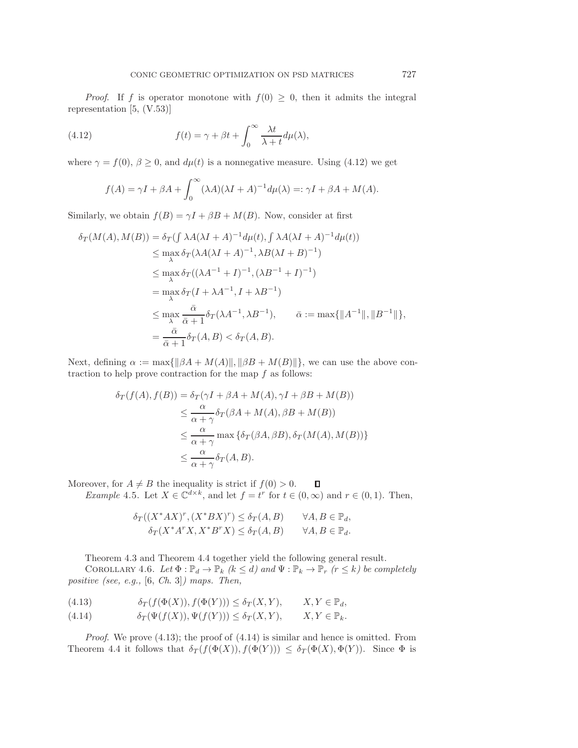*Proof.* If $f$ is operator monotone with $f(0) \geq 0$, then it admits the integral representation [5, (V.53)]

$$f(t) = \gamma + \beta t + \int_0^\infty \frac{\lambda t}{\lambda + t} d\mu(\lambda), \tag{4.12}$$

where $\gamma = f(0)$, $\beta \geq 0$, and $d\mu(t)$ is a nonnegative measure. Using (4.12) we get

$$f(A) = \gamma I + \beta A + \int_0^\infty (\lambda A)(\lambda I + A)^{-1} d\mu(\lambda) =: \gamma I + \beta A + M(A).$$

Similarly, we obtain $f(B) = \gamma I + \beta B + M(B)$. Now, consider at first

$$\begin{aligned}
\delta_T(M(A), M(B)) &= \delta_T(\textstyle\int \lambda A(\lambda I + A)^{-1} d\mu(t), \int \lambda A(\lambda I + A)^{-1} d\mu(t)) \\
&\leq \max_\lambda \delta_T(\lambda A(\lambda I + A)^{-1}, \lambda B(\lambda I + B)^{-1}) \\
&\leq \max_\lambda \delta_T((\lambda A^{-1} + I)^{-1}, (\lambda B^{-1} + I)^{-1}) \\
&= \max_\lambda \delta_T(I + \lambda A^{-1}, I + \lambda B^{-1}) \\
&\leq \max_\lambda \frac{\bar{\alpha}}{\bar{\alpha} + 1} \delta_T(\lambda A^{-1}, \lambda B^{-1}), \qquad \bar{\alpha} := \max\{\|A^{-1}\|, \|B^{-1}\|\}, \\
&= \frac{\bar{\alpha}}{\bar{\alpha} + 1} \delta_T(A, B) < \delta_T(A, B).
\end{aligned}$$

Next, defining $\alpha := \max\{\|\beta A + M(A)\|, \|\beta B + M(B)\|\}$, we can use the above contraction to help prove contraction for the map $f$ as follows:

$$\begin{aligned}
\delta_T(f(A), f(B)) &= \delta_T(\gamma I + \beta A + M(A), \gamma I + \beta B + M(B)) \\
&\leq \frac{\alpha}{\alpha + \gamma} \delta_T(\beta A + M(A), \beta B + M(B)) \\
&\leq \frac{\alpha}{\alpha + \gamma} \max\{\delta_T(\beta A, \beta B), \delta_T(M(A), M(B))\} \\
&\leq \frac{\alpha}{\alpha + \gamma} \delta_T(A, B).
\end{aligned}$$

Moreover, for $A \neq B$ the inequality is strict if $f(0) > 0$. $\square$

*Example* 4.5. Let $X \in \mathbb{C}^{d \times k}$, and let $f = t^r$ for $t \in (0, \infty)$ and $r \in (0, 1)$. Then,

$$\begin{aligned}
\delta_T((X^*AX)^r, (X^*BX)^r) &\leq \delta_T(A, B) \qquad \forall A, B \in \mathbb{P}_d, \\
\delta_T(X^*A^rX, X^*B^rX) &\leq \delta_T(A, B) \qquad \forall A, B \in \mathbb{P}_d.
\end{aligned}$$

Theorem 4.3 and Theorem 4.4 together yield the following general result.

COROLLARY 4.6. *Let $\Phi : \mathbb{P}_d \to \mathbb{P}_k$ ($k \leq d$) and $\Psi : \mathbb{P}_k \to \mathbb{P}_r$ ($r \leq k$) be completely positive (see, e.g.,* [6, *Ch.* 3]*) maps. Then,*

$$\delta_T(f(\Phi(X)), f(\Phi(Y))) \leq \delta_T(X, Y), \qquad X, Y \in \mathbb{P}_d, \tag{4.13}$$

$$\delta_T(\Psi(f(X)), \Psi(f(Y))) \leq \delta_T(X, Y), \qquad X, Y \in \mathbb{P}_k. \tag{4.14}$$

*Proof.* We prove (4.13); the proof of (4.14) is similar and hence is omitted. From Theorem 4.4 it follows that $\delta_T(f(\Phi(X)), f(\Phi(Y))) \leq \delta_T(\Phi(X), \Phi(Y))$. Since $\Phi$ is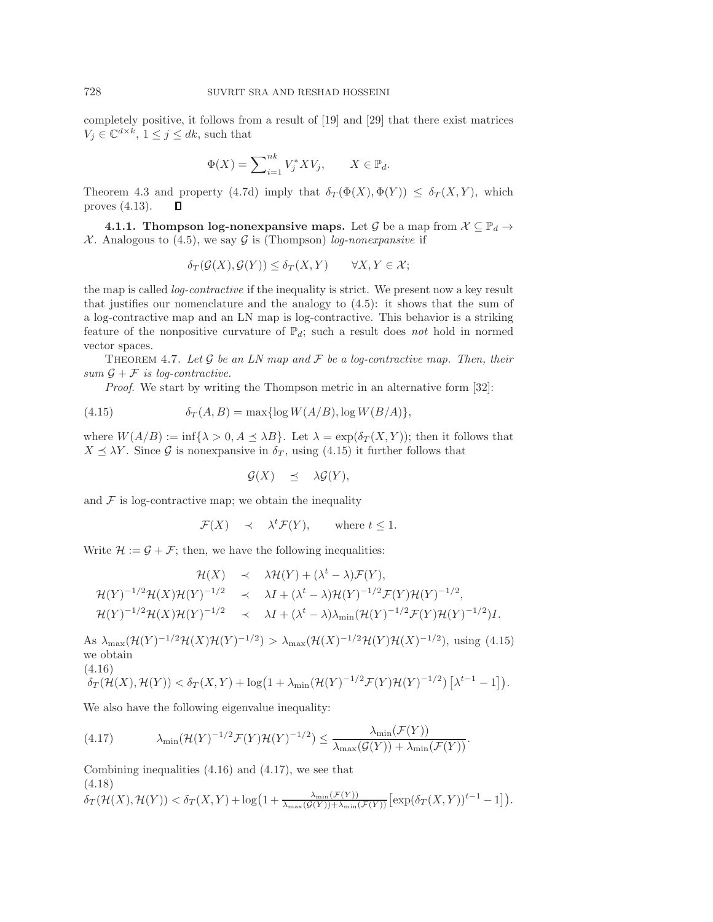completely positive, it follows from a result of [19] and [29] that there exist matrices $V_j \in \mathbb{C}^{d\times k}$, $1 \le j \le dk$, such that

$$\Phi(X) = \sum\nolimits_{i=1}^{nk} V_j^* X V_j, \qquad X \in \mathbb{P}_d.$$

Theorem 4.3 and property (4.7d) imply that $\delta_T(\Phi(X), \Phi(Y)) \le \delta_T(X, Y)$, which proves (4.13). ∎

**4.1.1. Thompson log-nonexpansive maps.** Let $\mathcal{G}$ be a map from $\mathcal{X} \subseteq \mathbb{P}_d \to \mathcal{X}$. Analogous to (4.5), we say $\mathcal{G}$ is (Thompson) *log-nonexpansive* if

$$\delta_T(\mathcal{G}(X), \mathcal{G}(Y)) \le \delta_T(X, Y) \qquad \forall X, Y \in \mathcal{X};$$

the map is called *log-contractive* if the inequality is strict. We present now a key result that justifies our nomenclature and the analogy to (4.5): it shows that the sum of a log-contractive map and an LN map is log-contractive. This behavior is a striking feature of the nonpositive curvature of $\mathbb{P}_d$; such a result does *not* hold in normed vector spaces.

Theorem 4.7. *Let $\mathcal{G}$ be an LN map and $\mathcal{F}$ be a log-contractive map. Then, their sum $\mathcal{G} + \mathcal{F}$ is log-contractive.*

*Proof.* We start by writing the Thompson metric in an alternative form [32]:

$$\delta_T(A, B) = \max\{\log W(A/B), \log W(B/A)\}, \tag{4.15}$$

where $W(A/B) := \inf\{\lambda > 0, A \preceq \lambda B\}$. Let $\lambda = \exp(\delta_T(X, Y))$; then it follows that $X \preceq \lambda Y$. Since $\mathcal{G}$ is nonexpansive in $\delta_T$, using (4.15) it further follows that

$$\mathcal{G}(X) \quad \preceq \quad \lambda \mathcal{G}(Y),$$

and $\mathcal{F}$ is log-contractive map; we obtain the inequality

$$\mathcal{F}(X) \quad \prec \quad \lambda^t \mathcal{F}(Y), \qquad \text{where } t \le 1.$$

Write $\mathcal{H} := \mathcal{G} + \mathcal{F}$; then, we have the following inequalities:

$$\begin{aligned}
\mathcal{H}(X) \quad &\prec \quad \lambda \mathcal{H}(Y) + (\lambda^t - \lambda)\mathcal{F}(Y), \\
\mathcal{H}(Y)^{-1/2}\mathcal{H}(X)\mathcal{H}(Y)^{-1/2} \quad &\prec \quad \lambda I + (\lambda^t - \lambda)\mathcal{H}(Y)^{-1/2}\mathcal{F}(Y)\mathcal{H}(Y)^{-1/2}, \\
\mathcal{H}(Y)^{-1/2}\mathcal{H}(X)\mathcal{H}(Y)^{-1/2} \quad &\prec \quad \lambda I + (\lambda^t - \lambda)\lambda_{\min}(\mathcal{H}(Y)^{-1/2}\mathcal{F}(Y)\mathcal{H}(Y)^{-1/2})I.
\end{aligned}$$

As $\lambda_{\max}(\mathcal{H}(Y)^{-1/2}\mathcal{H}(X)\mathcal{H}(Y)^{-1/2}) > \lambda_{\max}(\mathcal{H}(X)^{-1/2}\mathcal{H}(Y)\mathcal{H}(X)^{-1/2})$, using (4.15) we obtain

$$\delta_T(\mathcal{H}(X), \mathcal{H}(Y)) < \delta_T(X, Y) + \log\bigl(1 + \lambda_{\min}(\mathcal{H}(Y)^{-1/2}\mathcal{F}(Y)\mathcal{H}(Y)^{-1/2})\left[\lambda^{t-1} - 1\right]\bigr). \tag{4.16}$$

We also have the following eigenvalue inequality:

$$\lambda_{\min}(\mathcal{H}(Y)^{-1/2}\mathcal{F}(Y)\mathcal{H}(Y)^{-1/2}) \le \frac{\lambda_{\min}(\mathcal{F}(Y))}{\lambda_{\max}(\mathcal{G}(Y)) + \lambda_{\min}(\mathcal{F}(Y))}. \tag{4.17}$$

Combining inequalities (4.16) and (4.17), we see that

$$\delta_T(\mathcal{H}(X), \mathcal{H}(Y)) < \delta_T(X, Y) + \log\bigl(1 + \tfrac{\lambda_{\min}(\mathcal{F}(Y))}{\lambda_{\max}(\mathcal{G}(Y)) + \lambda_{\min}(\mathcal{F}(Y))}\left[\exp(\delta_T(X, Y))^{t-1} - 1\right]\bigr). \tag{4.18}$$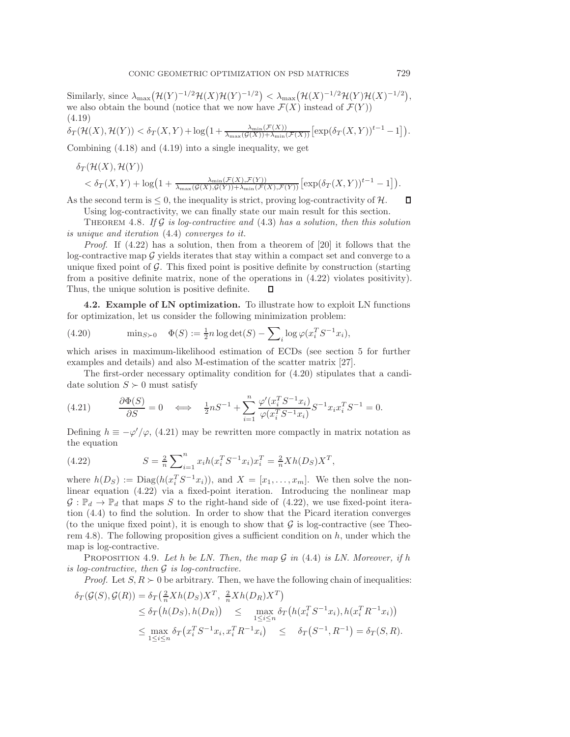Similarly, since $\lambda_{\max}\big(\mathcal{H}(Y)^{-1/2}\mathcal{H}(X)\mathcal{H}(Y)^{-1/2}\big) < \lambda_{\max}\big(\mathcal{H}(X)^{-1/2}\mathcal{H}(Y)\mathcal{H}(X)^{-1/2}\big)$, we also obtain the bound (notice that we now have $\mathcal{F}(X)$ instead of $\mathcal{F}(Y)$)

(4.19)

$$\delta_T(\mathcal{H}(X),\mathcal{H}(Y)) < \delta_T(X,Y) + \log\big(1 + \tfrac{\lambda_{\min}(\mathcal{F}(X))}{\lambda_{\max}(\mathcal{G}(X)) + \lambda_{\min}(\mathcal{F}(X))}\big[\exp(\delta_T(X,Y))^{t-1} - 1\big]\big).$$

Combining (4.18) and (4.19) into a single inequality, we get

$$\begin{aligned}
&\delta_T(\mathcal{H}(X),\mathcal{H}(Y)) \\
&< \delta_T(X,Y) + \log\big(1 + \tfrac{\lambda_{\min}(\mathcal{F}(X),\mathcal{F}(Y))}{\lambda_{\max}(\mathcal{G}(X),\mathcal{G}(Y)) + \lambda_{\min}(\mathcal{F}(X),\mathcal{F}(Y))}\big[\exp(\delta_T(X,Y))^{t-1} - 1\big]\big).
\end{aligned}$$

As the second term is $\leq 0$, the inequality is strict, proving log-contractivity of $\mathcal{H}$. ∎

Using log-contractivity, we can finally state our main result for this section.

THEOREM 4.8. *If $\mathcal{G}$ is log-contractive and* (4.3) *has a solution, then this solution is unique and iteration* (4.4) *converges to it.*

*Proof.* If (4.22) has a solution, then from a theorem of [20] it follows that the log-contractive map $\mathcal{G}$ yields iterates that stay within a compact set and converge to a unique fixed point of $\mathcal{G}$. This fixed point is positive definite by construction (starting from a positive definite matrix, none of the operations in (4.22) violates positivity). Thus, the unique solution is positive definite. ∎

**4.2. Example of LN optimization.** To illustrate how to exploit LN functions for optimization, let us consider the following minimization problem:

$$\min_{S \succ 0} \quad \Phi(S) := \tfrac{1}{2} n \log\det(S) - \sum\nolimits_i \log \varphi(x_i^T S^{-1} x_i), \tag{4.20}$$

which arises in maximum-likelihood estimation of ECDs (see section 5 for further examples and details) and also M-estimation of the scatter matrix [27].

The first-order necessary optimality condition for (4.20) stipulates that a candidate solution $S \succ 0$ must satisfy

$$\frac{\partial \Phi(S)}{\partial S} = 0 \quad \Longleftrightarrow \quad \tfrac{1}{2} n S^{-1} + \sum_{i=1}^{n} \frac{\varphi'(x_i^T S^{-1} x_i)}{\varphi(x_i^T S^{-1} x_i)} S^{-1} x_i x_i^T S^{-1} = 0. \tag{4.21}$$

Defining $h \equiv -\varphi'/\varphi$, (4.21) may be rewritten more compactly in matrix notation as the equation

$$S = \tfrac{2}{n} \sum\nolimits_{i=1}^{n} x_i h(x_i^T S^{-1} x_i) x_i^T = \tfrac{2}{n} X h(D_S) X^T, \tag{4.22}$$

where $h(D_S) := \mathrm{Diag}(h(x_i^T S^{-1} x_i))$, and $X = [x_1, \ldots, x_m]$. We then solve the nonlinear equation (4.22) via a fixed-point iteration. Introducing the nonlinear map $\mathcal{G} : \mathbb{P}_d \to \mathbb{P}_d$ that maps $S$ to the right-hand side of (4.22), we use fixed-point iteration (4.4) to find the solution. In order to show that the Picard iteration converges (to the unique fixed point), it is enough to show that $\mathcal{G}$ is log-contractive (see Theorem 4.8). The following proposition gives a sufficient condition on $h$, under which the map is log-contractive.

PROPOSITION 4.9. *Let $h$ be LN. Then, the map $\mathcal{G}$ in* (4.4) *is LN. Moreover, if $h$ is log-contractive, then $\mathcal{G}$ is log-contractive.*

*Proof.* Let $S, R \succ 0$ be arbitrary. Then, we have the following chain of inequalities:

$$\begin{aligned}
\delta_T(\mathcal{G}(S),\mathcal{G}(R)) &= \delta_T\big(\tfrac{2}{n} X h(D_S) X^T,\ \tfrac{2}{n} X h(D_R) X^T\big) \\
&\leq \delta_T\big(h(D_S), h(D_R)\big) \quad \leq \quad \max_{1 \leq i \leq n} \delta_T\big(h(x_i^T S^{-1} x_i), h(x_i^T R^{-1} x_i)\big) \\
&\leq \max_{1 \leq i \leq n} \delta_T\big(x_i^T S^{-1} x_i, x_i^T R^{-1} x_i\big) \quad \leq \quad \delta_T\big(S^{-1}, R^{-1}\big) = \delta_T(S,R).
\end{aligned}$$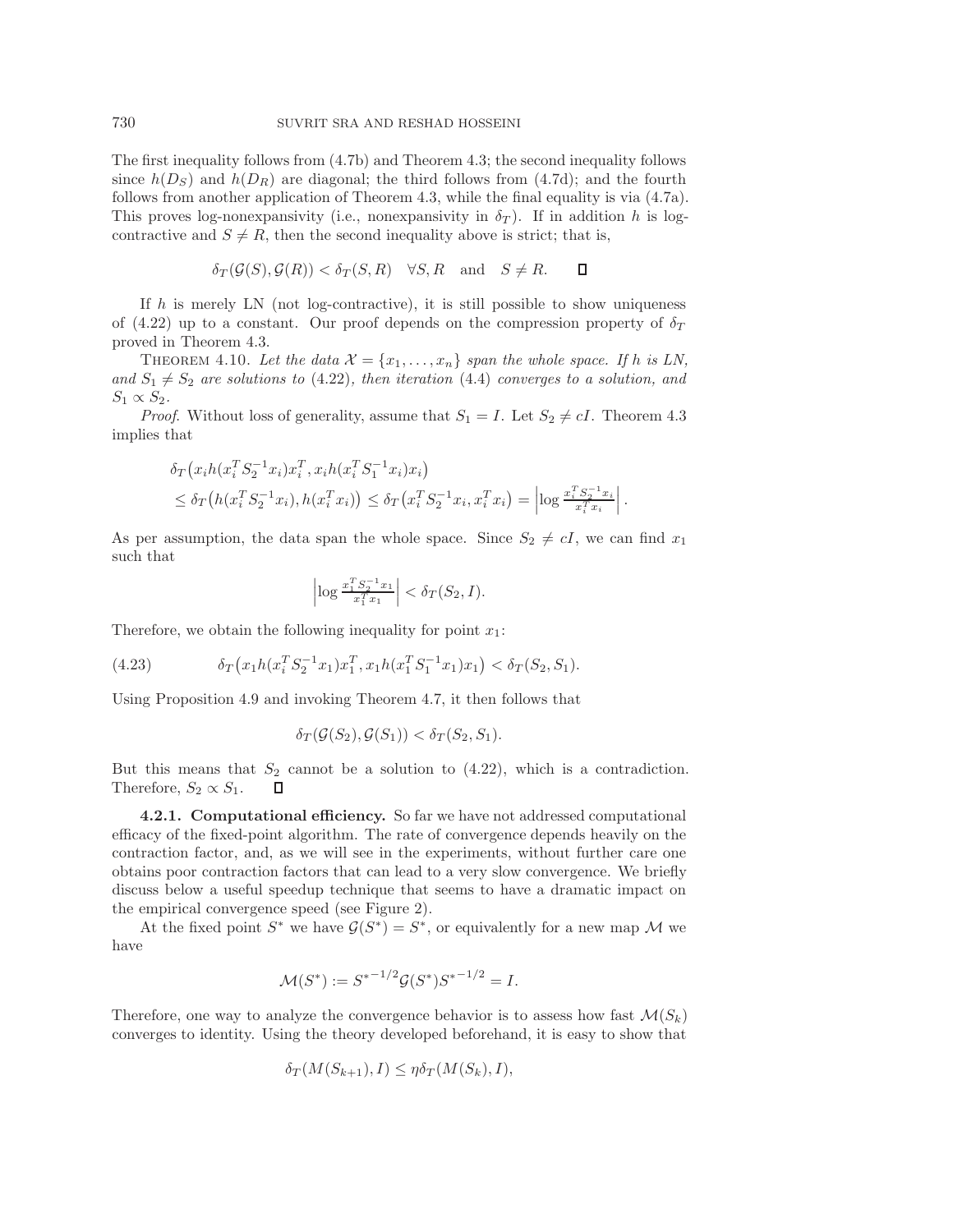The first inequality follows from (4.7b) and Theorem 4.3; the second inequality follows since $h(D_S)$ and $h(D_R)$ are diagonal; the third follows from (4.7d); and the fourth follows from another application of Theorem 4.3, while the final equality is via (4.7a). This proves log-nonexpansivity (i.e., nonexpansivity in $\delta_T$). If in addition $h$ is log-contractive and $S \neq R$, then the second inequality above is strict; that is,

$$\delta_T(\mathcal{G}(S), \mathcal{G}(R)) < \delta_T(S, R) \quad \forall S, R \quad \text{and} \quad S \neq R. \qquad \square$$

If $h$ is merely LN (not log-contractive), it is still possible to show uniqueness of (4.22) up to a constant. Our proof depends on the compression property of $\delta_T$ proved in Theorem 4.3.

THEOREM 4.10. *Let the data $\mathcal{X} = \{x_1, \ldots, x_n\}$ span the whole space. If $h$ is LN, and $S_1 \neq S_2$ are solutions to* (4.22)*, then iteration* (4.4) *converges to a solution, and $S_1 \propto S_2$.*

*Proof*. Without loss of generality, assume that $S_1 = I$. Let $S_2 \neq cI$. Theorem 4.3 implies that

$$\begin{aligned}
&\delta_T\big(x_i h(x_i^T S_2^{-1} x_i) x_i^T, x_i h(x_i^T S_1^{-1} x_i) x_i\big) \\
&\leq \delta_T\big(h(x_i^T S_2^{-1} x_i), h(x_i^T x_i)\big) \leq \delta_T\big(x_i^T S_2^{-1} x_i, x_i^T x_i\big) = \left|\log \tfrac{x_i^T S_2^{-1} x_i}{x_i^T x_i}\right|.
\end{aligned}$$

As per assumption, the data span the whole space. Since $S_2 \neq cI$, we can find $x_1$ such that

$$\left|\log \tfrac{x_1^T S_2^{-1} x_1}{x_1^T x_1}\right| < \delta_T(S_2, I).$$

Therefore, we obtain the following inequality for point $x_1$:

$$\delta_T\big(x_1 h(x_i^T S_2^{-1} x_1) x_1^T, x_1 h(x_1^T S_1^{-1} x_1) x_1\big) < \delta_T(S_2, S_1). \tag{4.23}$$

Using Proposition 4.9 and invoking Theorem 4.7, it then follows that

$$\delta_T(\mathcal{G}(S_2), \mathcal{G}(S_1)) < \delta_T(S_2, S_1).$$

But this means that $S_2$ cannot be a solution to (4.22), which is a contradiction. Therefore, $S_2 \propto S_1$. $\square$

#### 4.2.1. Computational efficiency.

So far we have not addressed computational efficacy of the fixed-point algorithm. The rate of convergence depends heavily on the contraction factor, and, as we will see in the experiments, without further care one obtains poor contraction factors that can lead to a very slow convergence. We briefly discuss below a useful speedup technique that seems to have a dramatic impact on the empirical convergence speed (see Figure 2).

At the fixed point $S^*$ we have $\mathcal{G}(S^*) = S^*$, or equivalently for a new map $\mathcal{M}$ we have

$$\mathcal{M}(S^*) := {S^*}^{-1/2} \mathcal{G}(S^*) {S^*}^{-1/2} = I.$$

Therefore, one way to analyze the convergence behavior is to assess how fast $\mathcal{M}(S_k)$ converges to identity. Using the theory developed beforehand, it is easy to show that

$$\delta_T(M(S_{k+1}), I) \leq \eta \delta_T(M(S_k), I),$$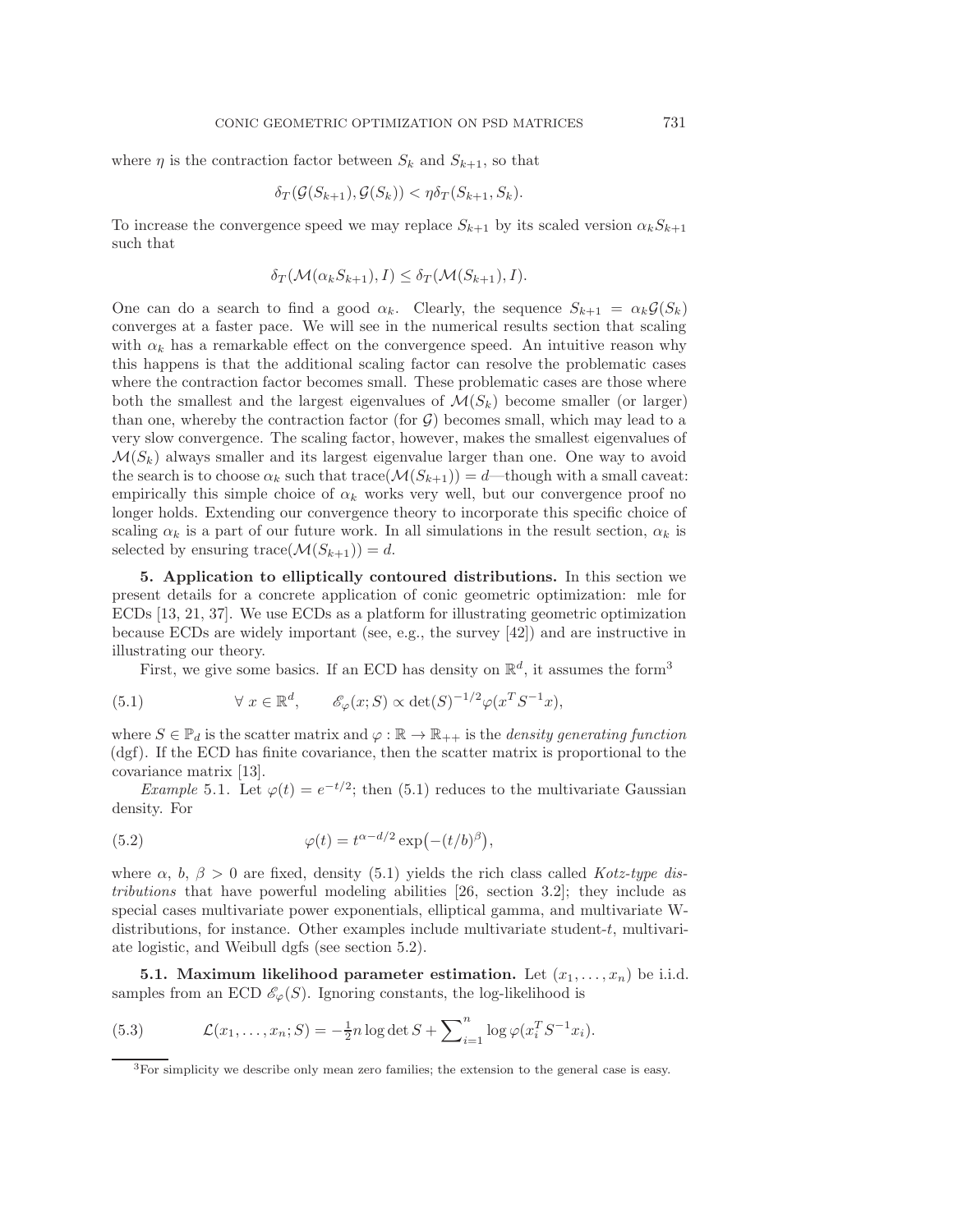where $\eta$ is the contraction factor between $S_k$ and $S_{k+1}$, so that

$$\delta_T(\mathcal{G}(S_{k+1}), \mathcal{G}(S_k)) < \eta \delta_T(S_{k+1}, S_k).$$

To increase the convergence speed we may replace $S_{k+1}$ by its scaled version $\alpha_k S_{k+1}$ such that

$$\delta_T(\mathcal{M}(\alpha_k S_{k+1}), I) \le \delta_T(\mathcal{M}(S_{k+1}), I).$$

One can do a search to find a good $\alpha_k$. Clearly, the sequence $S_{k+1} = \alpha_k \mathcal{G}(S_k)$ converges at a faster pace. We will see in the numerical results section that scaling with $\alpha_k$ has a remarkable effect on the convergence speed. An intuitive reason why this happens is that the additional scaling factor can resolve the problematic cases where the contraction factor becomes small. These problematic cases are those where both the smallest and the largest eigenvalues of $\mathcal{M}(S_k)$ become smaller (or larger) than one, whereby the contraction factor (for $\mathcal{G}$) becomes small, which may lead to a very slow convergence. The scaling factor, however, makes the smallest eigenvalues of $\mathcal{M}(S_k)$ always smaller and its largest eigenvalue larger than one. One way to avoid the search is to choose $\alpha_k$ such that $\operatorname{trace}(\mathcal{M}(S_{k+1})) = d$—though with a small caveat: empirically this simple choice of $\alpha_k$ works very well, but our convergence proof no longer holds. Extending our convergence theory to incorporate this specific choice of scaling $\alpha_k$ is a part of our future work. In all simulations in the result section, $\alpha_k$ is selected by ensuring $\operatorname{trace}(\mathcal{M}(S_{k+1})) = d$.

## 5. Application to elliptically contoured distributions.

In this section we present details for a concrete application of conic geometric optimization: mle for ECDs [13, 21, 37]. We use ECDs as a platform for illustrating geometric optimization because ECDs are widely important (see, e.g., the survey [42]) and are instructive in illustrating our theory.

First, we give some basics. If an ECD has density on $\mathbb{R}^d$, it assumes the form[3]

$$\forall\ x \in \mathbb{R}^d, \qquad \mathscr{E}_\varphi(x; S) \propto \det(S)^{-1/2} \varphi(x^T S^{-1} x), \tag{5.1}$$

where $S \in \mathbb{P}_d$ is the scatter matrix and $\varphi : \mathbb{R} \to \mathbb{R}_{++}$ is the *density generating function* (dgf). If the ECD has finite covariance, then the scatter matrix is proportional to the covariance matrix [13].

*Example* 5.1. Let $\varphi(t) = e^{-t/2}$; then (5.1) reduces to the multivariate Gaussian density. For

$$\varphi(t) = t^{\alpha - d/2} \exp\bigl(-(t/b)^\beta\bigr), \tag{5.2}$$

where $\alpha$, $b$, $\beta > 0$ are fixed, density (5.1) yields the rich class called *Kotz-type distributions* that have powerful modeling abilities [26, section 3.2]; they include as special cases multivariate power exponentials, elliptical gamma, and multivariate W-distributions, for instance. Other examples include multivariate student-$t$, multivariate logistic, and Weibull dgfs (see section 5.2).

### 5.1. Maximum likelihood parameter estimation.

Let $(x_1, \ldots, x_n)$ be i.i.d. samples from an ECD $\mathscr{E}_\varphi(S)$. Ignoring constants, the log-likelihood is

$$\mathcal{L}(x_1, \ldots, x_n; S) = -\tfrac{1}{2} n \log \det S + \sum\nolimits_{i=1}^n \log \varphi(x_i^T S^{-1} x_i). \tag{5.3}$$

[3] For simplicity we describe only mean zero families; the extension to the general case is easy.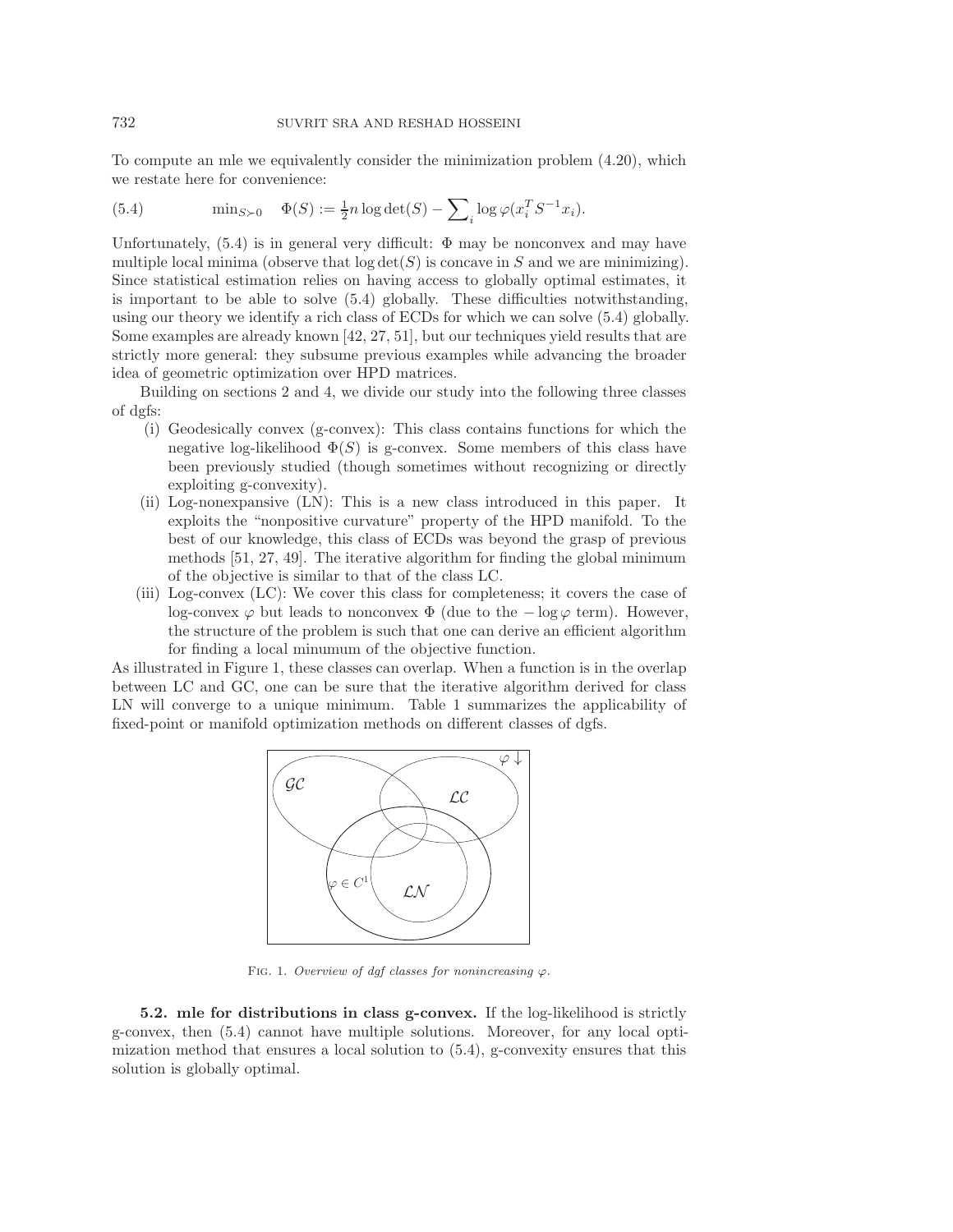To compute an mle we equivalently consider the minimization problem (4.20), which we restate here for convenience:

$$\min_{S \succ 0} \quad \Phi(S) := \tfrac{1}{2} n \log \det(S) - \sum_i \log \varphi(x_i^T S^{-1} x_i). \tag{5.4}$$

Unfortunately, (5.4) is in general very difficult: $\Phi$ may be nonconvex and may have multiple local minima (observe that $\log\det(S)$ is concave in $S$ and we are minimizing). Since statistical estimation relies on having access to globally optimal estimates, it is important to be able to solve (5.4) globally. These difficulties notwithstanding, using our theory we identify a rich class of ECDs for which we can solve (5.4) globally. Some examples are already known [42, 27, 51], but our techniques yield results that are strictly more general: they subsume previous examples while advancing the broader idea of geometric optimization over HPD matrices.

Building on sections 2 and 4, we divide our study into the following three classes of dgfs:

(i) Geodesically convex (g-convex): This class contains functions for which the negative log-likelihood $\Phi(S)$ is g-convex. Some members of this class have been previously studied (though sometimes without recognizing or directly exploiting g-convexity).

(ii) Log-nonexpansive (LN): This is a new class introduced in this paper. It exploits the "nonpositive curvature" property of the HPD manifold. To the best of our knowledge, this class of ECDs was beyond the grasp of previous methods [51, 27, 49]. The iterative algorithm for finding the global minimum of the objective is similar to that of the class LC.

(iii) Log-convex (LC): We cover this class for completeness; it covers the case of log-convex $\varphi$ but leads to nonconvex $\Phi$ (due to the $-\log\varphi$ term). However, the structure of the problem is such that one can derive an efficient algorithm for finding a local minumum of the objective function.

As illustrated in Figure 1, these classes can overlap. When a function is in the overlap between LC and GC, one can be sure that the iterative algorithm derived for class LN will converge to a unique minimum. Table 1 summarizes the applicability of fixed-point or manifold optimization methods on different classes of dgfs.

Fig. 1. *Overview of dgf classes for nonincreasing* $\varphi$.

**5.2. mle for distributions in class g-convex.** If the log-likelihood is strictly g-convex, then (5.4) cannot have multiple solutions. Moreover, for any local optimization method that ensures a local solution to (5.4), g-convexity ensures that this solution is globally optimal.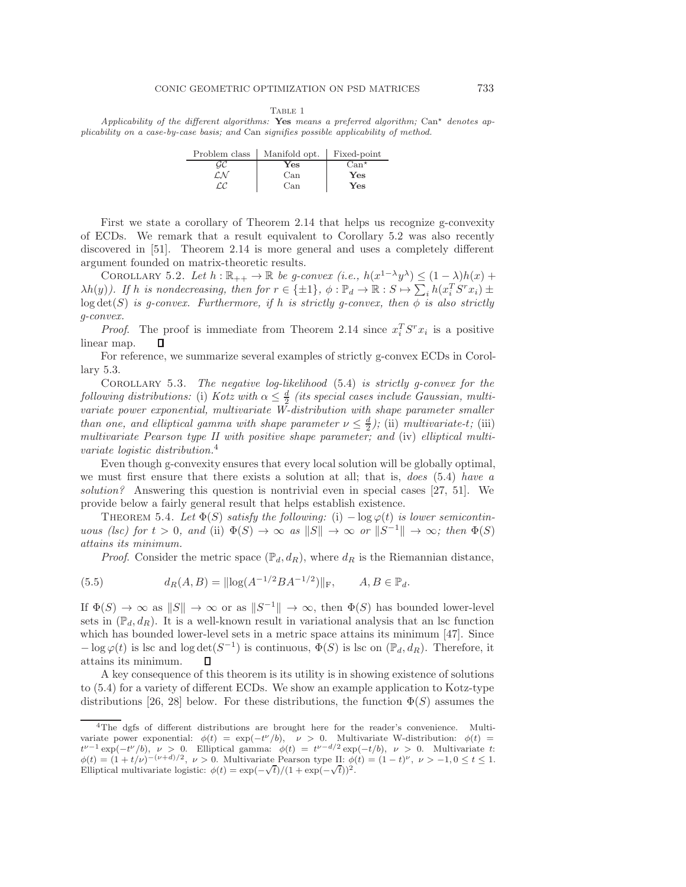Table 1

*Applicability of the different algorithms:* **Yes** *means a preferred algorithm;* Can$^\star$ *denotes applicability on a case-by-case basis; and* Can *signifies possible applicability of method.*

| Problem class | Manifold opt. | Fixed-point |
|---|---|---|
| $\mathcal{GC}$ | **Yes** | Can$^\star$ |
| $\mathcal{LN}$ | Can | **Yes** |
| $\mathcal{LC}$ | Can | **Yes** |

First we state a corollary of Theorem 2.14 that helps us recognize g-convexity of ECDs. We remark that a result equivalent to Corollary 5.2 was also recently discovered in [51]. Theorem 2.14 is more general and uses a completely different argument founded on matrix-theoretic results.

Corollary 5.2. *Let $h : \mathbb{R}_{++} \to \mathbb{R}$ be g-convex (i.e., $h(x^{1-\lambda}y^{\lambda}) \le (1-\lambda)h(x) + \lambda h(y)$). If $h$ is nondecreasing, then for $r \in \{\pm 1\}$, $\phi : \mathbb{P}_d \to \mathbb{R} : S \mapsto \sum_i h(x_i^T S^r x_i) \pm \log\det(S)$ is g-convex. Furthermore, if $h$ is strictly g-convex, then $\phi$ is also strictly g-convex.*

*Proof.* The proof is immediate from Theorem 2.14 since $x_i^T S^r x_i$ is a positive linear map. ∎

For reference, we summarize several examples of strictly g-convex ECDs in Corollary 5.3.

Corollary 5.3. *The negative log-likelihood* (5.4) *is strictly g-convex for the following distributions:* (i) *Kotz with $\alpha \le \frac{d}{2}$ (its special cases include Gaussian, multivariate power exponential, multivariate W-distribution with shape parameter smaller than one, and elliptical gamma with shape parameter $\nu \le \frac{d}{2}$);* (ii) *multivariate-t;* (iii) *multivariate Pearson type II with positive shape parameter; and* (iv) *elliptical multivariate logistic distribution.*[4]

Even though g-convexity ensures that every local solution will be globally optimal, we must first ensure that there exists a solution at all; that is, *does* (5.4) *have a solution?* Answering this question is nontrivial even in special cases [27, 51]. We provide below a fairly general result that helps establish existence.

Theorem 5.4. *Let $\Phi(S)$ satisfy the following:* (i) $-\log\varphi(t)$ *is lower semicontinuous (lsc) for $t > 0$, and* (ii) *$\Phi(S) \to \infty$ as $\|S\| \to \infty$ or $\|S^{-1}\| \to \infty$; then $\Phi(S)$ attains its minimum.*

*Proof.* Consider the metric space $(\mathbb{P}_d, d_R)$, where $d_R$ is the Riemannian distance,

$$d_R(A, B) = \|\log(A^{-1/2}BA^{-1/2})\|_{\mathrm{F}}, \qquad A, B \in \mathbb{P}_d. \tag{5.5}$$

If $\Phi(S) \to \infty$ as $\|S\| \to \infty$ or as $\|S^{-1}\| \to \infty$, then $\Phi(S)$ has bounded lower-level sets in $(\mathbb{P}_d, d_R)$. It is a well-known result in variational analysis that an lsc function which has bounded lower-level sets in a metric space attains its minimum [47]. Since $-\log\varphi(t)$ is lsc and $\log\det(S^{-1})$ is continuous, $\Phi(S)$ is lsc on $(\mathbb{P}_d, d_R)$. Therefore, it attains its minimum. ∎

A key consequence of this theorem is its utility is in showing existence of solutions to (5.4) for a variety of different ECDs. We show an example application to Kotz-type distributions [26, 28] below. For these distributions, the function $\Phi(S)$ assumes the

---

[4] The dgfs of different distributions are brought here for the reader's convenience. Multivariate power exponential: $\phi(t) = \exp(-t^{\nu}/b)$, $\nu > 0$. Multivariate W-distribution: $\phi(t) = t^{\nu-1}\exp(-t^{\nu}/b)$, $\nu > 0$. Elliptical gamma: $\phi(t) = t^{\nu-d/2}\exp(-t/b)$, $\nu > 0$. Multivariate t: $\phi(t) = (1 + t/\nu)^{-(\nu+d)/2}$, $\nu > 0$. Multivariate Pearson type II: $\phi(t) = (1-t)^{\nu}$, $\nu > -1, 0 \le t \le 1$. Elliptical multivariate logistic: $\phi(t) = \exp(-\sqrt{t})/(1 + \exp(-\sqrt{t}))^2$.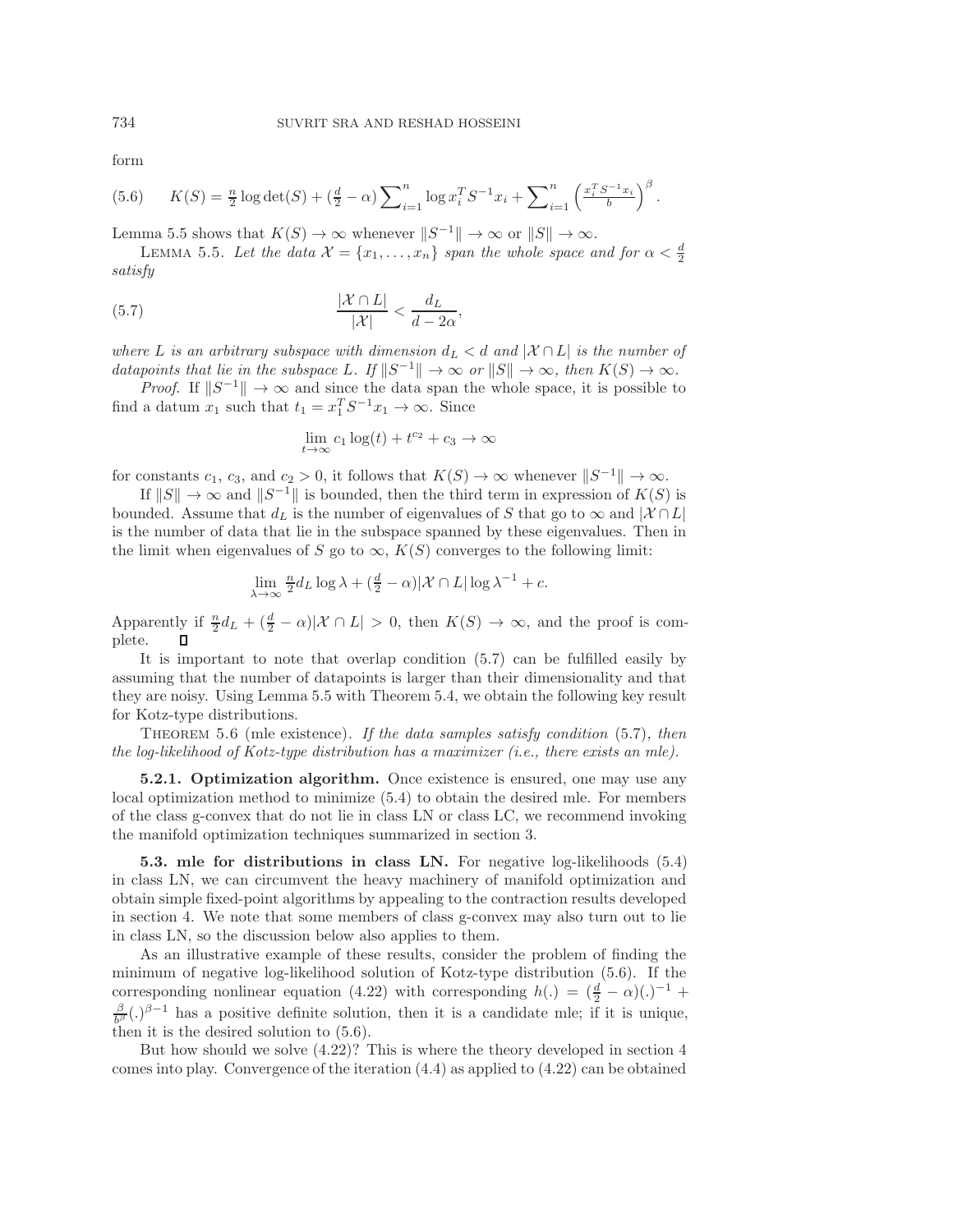form

$$K(S) = \tfrac{n}{2}\log\det(S) + (\tfrac{d}{2}-\alpha)\sum\nolimits_{i=1}^{n}\log x_i^T S^{-1} x_i + \sum\nolimits_{i=1}^{n}\left(\tfrac{x_i^T S^{-1} x_i}{b}\right)^{\beta}. \tag{5.6}$$

Lemma 5.5 shows that $K(S) \to \infty$ whenever $\|S^{-1}\| \to \infty$ or $\|S\| \to \infty$.

Lemma 5.5. *Let the data $\mathcal{X} = \{x_1, \ldots, x_n\}$ span the whole space and for $\alpha < \frac{d}{2}$ satisfy*

$$\frac{|\mathcal{X} \cap L|}{|\mathcal{X}|} < \frac{d_L}{d - 2\alpha}, \tag{5.7}$$

*where $L$ is an arbitrary subspace with dimension $d_L < d$ and $|\mathcal{X} \cap L|$ is the number of datapoints that lie in the subspace $L$. If $\|S^{-1}\| \to \infty$ or $\|S\| \to \infty$, then $K(S) \to \infty$.*

*Proof.* If $\|S^{-1}\| \to \infty$ and since the data span the whole space, it is possible to find a datum $x_1$ such that $t_1 = x_1^T S^{-1} x_1 \to \infty$. Since

$$\lim_{t\to\infty} c_1 \log(t) + t^{c_2} + c_3 \to \infty$$

for constants $c_1$, $c_3$, and $c_2 > 0$, it follows that $K(S) \to \infty$ whenever $\|S^{-1}\| \to \infty$.

If $\|S\| \to \infty$ and $\|S^{-1}\|$ is bounded, then the third term in expression of $K(S)$ is bounded. Assume that $d_L$ is the number of eigenvalues of $S$ that go to $\infty$ and $|\mathcal{X} \cap L|$ is the number of data that lie in the subspace spanned by these eigenvalues. Then in the limit when eigenvalues of $S$ go to $\infty$, $K(S)$ converges to the following limit:

$$\lim_{\lambda\to\infty} \tfrac{n}{2} d_L \log\lambda + (\tfrac{d}{2}-\alpha)|\mathcal{X} \cap L| \log\lambda^{-1} + c.$$

Apparently if $\frac{n}{2}d_L + (\frac{d}{2}-\alpha)|\mathcal{X} \cap L| > 0$, then $K(S) \to \infty$, and the proof is complete. ∎

It is important to note that overlap condition (5.7) can be fulfilled easily by assuming that the number of datapoints is larger than their dimensionality and that they are noisy. Using Lemma 5.5 with Theorem 5.4, we obtain the following key result for Kotz-type distributions.

Theorem 5.6 (mle existence). *If the data samples satisfy condition* (5.7)*, then the log-likelihood of Kotz-type distribution has a maximizer (i.e., there exists an mle).*

**5.2.1. Optimization algorithm.** Once existence is ensured, one may use any local optimization method to minimize (5.4) to obtain the desired mle. For members of the class g-convex that do not lie in class LN or class LC, we recommend invoking the manifold optimization techniques summarized in section 3.

**5.3. mle for distributions in class LN.** For negative log-likelihoods (5.4) in class LN, we can circumvent the heavy machinery of manifold optimization and obtain simple fixed-point algorithms by appealing to the contraction results developed in section 4. We note that some members of class g-convex may also turn out to lie in class LN, so the discussion below also applies to them.

As an illustrative example of these results, consider the problem of finding the minimum of negative log-likelihood solution of Kotz-type distribution (5.6). If the corresponding nonlinear equation (4.22) with corresponding $h(.) = (\frac{d}{2}-\alpha)(.)^{-1} + \frac{\beta}{b^\beta}(.)^{\beta-1}$ has a positive definite solution, then it is a candidate mle; if it is unique, then it is the desired solution to (5.6).

But how should we solve (4.22)? This is where the theory developed in section 4 comes into play. Convergence of the iteration (4.4) as applied to (4.22) can be obtained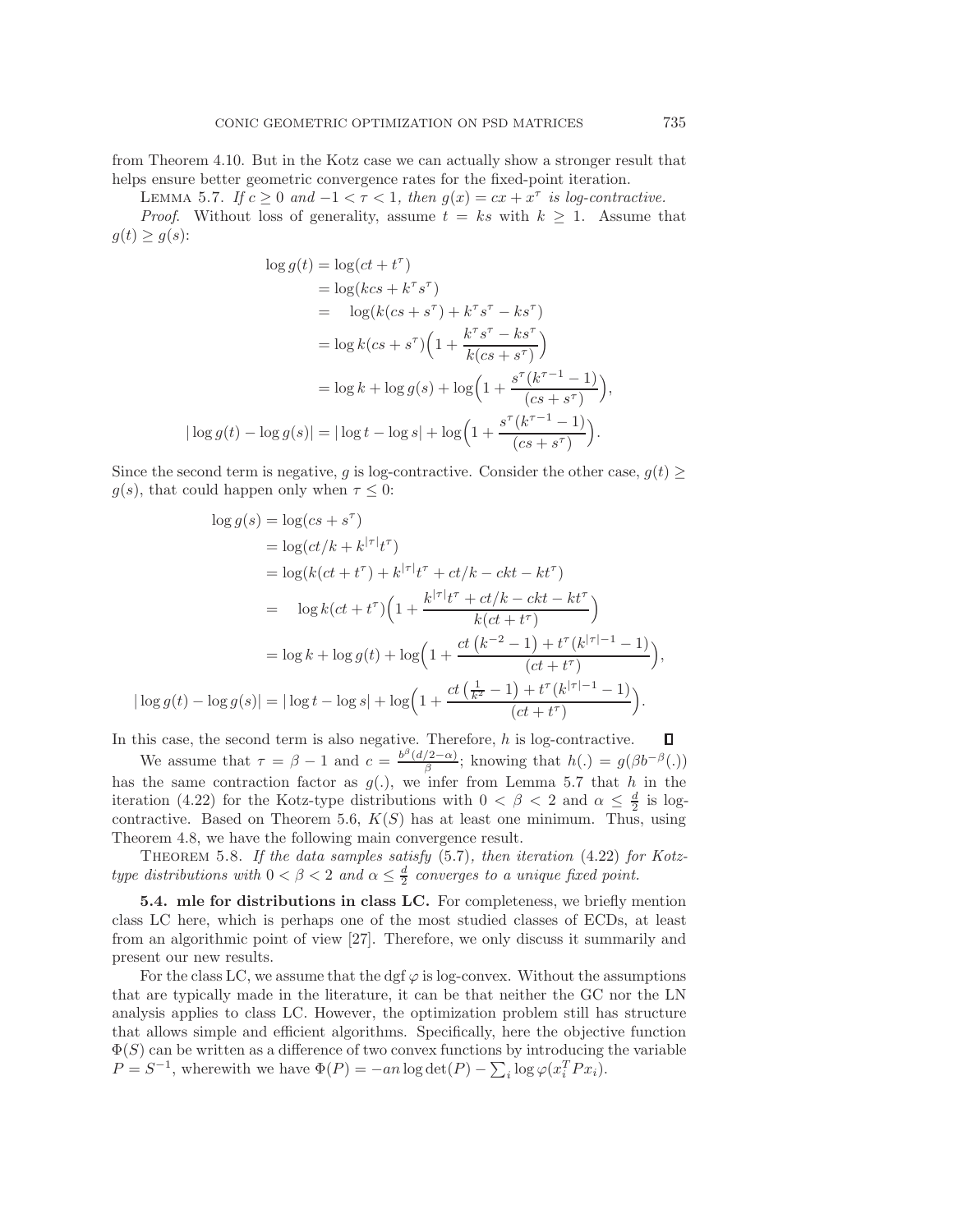from Theorem 4.10. But in the Kotz case we can actually show a stronger result that helps ensure better geometric convergence rates for the fixed-point iteration.

Lemma 5.7. *If $c \geq 0$ and $-1 < \tau < 1$, then $g(x) = cx + x^\tau$ is log-contractive.*

*Proof.* Without loss of generality, assume $t = ks$ with $k \geq 1$. Assume that $g(t) \geq g(s)$:

$$
\begin{aligned}
\log g(t) &= \log(ct + t^\tau) \\
&= \log(kcs + k^\tau s^\tau) \\
&= \quad \log(k(cs + s^\tau) + k^\tau s^\tau - ks^\tau) \\
&= \log k(cs + s^\tau)\Big(1 + \frac{k^\tau s^\tau - ks^\tau}{k(cs + s^\tau)}\Big) \\
&= \log k + \log g(s) + \log\Big(1 + \frac{s^\tau(k^{\tau-1} - 1)}{(cs + s^\tau)}\Big), \\
|\log g(t) - \log g(s)| &= |\log t - \log s| + \log\Big(1 + \frac{s^\tau(k^{\tau-1} - 1)}{(cs + s^\tau)}\Big).
\end{aligned}
$$

Since the second term is negative, $g$ is log-contractive. Consider the other case, $g(t) \geq g(s)$, that could happen only when $\tau \leq 0$:

$$
\begin{aligned}
\log g(s) &= \log(cs + s^\tau) \\
&= \log(ct/k + k^{|\tau|} t^\tau) \\
&= \log(k(ct + t^\tau) + k^{|\tau|} t^\tau + ct/k - ckt - kt^\tau) \\
&= \quad \log k(ct + t^\tau)\Big(1 + \frac{k^{|\tau|} t^\tau + ct/k - ckt - kt^\tau}{k(ct + t^\tau)}\Big) \\
&= \log k + \log g(t) + \log\Big(1 + \frac{ct\left(k^{-2} - 1\right) + t^\tau(k^{|\tau|-1} - 1)}{(ct + t^\tau)}\Big), \\
|\log g(t) - \log g(s)| &= |\log t - \log s| + \log\Big(1 + \frac{ct\left(\frac{1}{k^2} - 1\right) + t^\tau(k^{|\tau|-1} - 1)}{(ct + t^\tau)}\Big).
\end{aligned}
$$

In this case, the second term is also negative. Therefore, $h$ is log-contractive. ∎

We assume that $\tau = \beta - 1$ and $c = \frac{b^\beta(d/2-\alpha)}{\beta}$; knowing that $h(.) = g(\beta b^{-\beta}(.))$ has the same contraction factor as $g(.)$, we infer from Lemma 5.7 that $h$ in the iteration (4.22) for the Kotz-type distributions with $0 < \beta < 2$ and $\alpha \leq \frac{d}{2}$ is log-contractive. Based on Theorem 5.6, $K(S)$ has at least one minimum. Thus, using Theorem 4.8, we have the following main convergence result.

Theorem 5.8. *If the data samples satisfy* (5.7)*, then iteration* (4.22) *for Kotz-type distributions with $0 < \beta < 2$ and $\alpha \leq \frac{d}{2}$ converges to a unique fixed point.*

### 5.4. mle for distributions in class LC.

For completeness, we briefly mention class LC here, which is perhaps one of the most studied classes of ECDs, at least from an algorithmic point of view [27]. Therefore, we only discuss it summarily and present our new results.

For the class LC, we assume that the dgf $\varphi$ is log-convex. Without the assumptions that are typically made in the literature, it can be that neither the GC nor the LN analysis applies to class LC. However, the optimization problem still has structure that allows simple and efficient algorithms. Specifically, here the objective function $\Phi(S)$ can be written as a difference of two convex functions by introducing the variable $P = S^{-1}$, wherewith we have $\Phi(P) = -an \log\det(P) - \sum_i \log \varphi(x_i^T P x_i)$.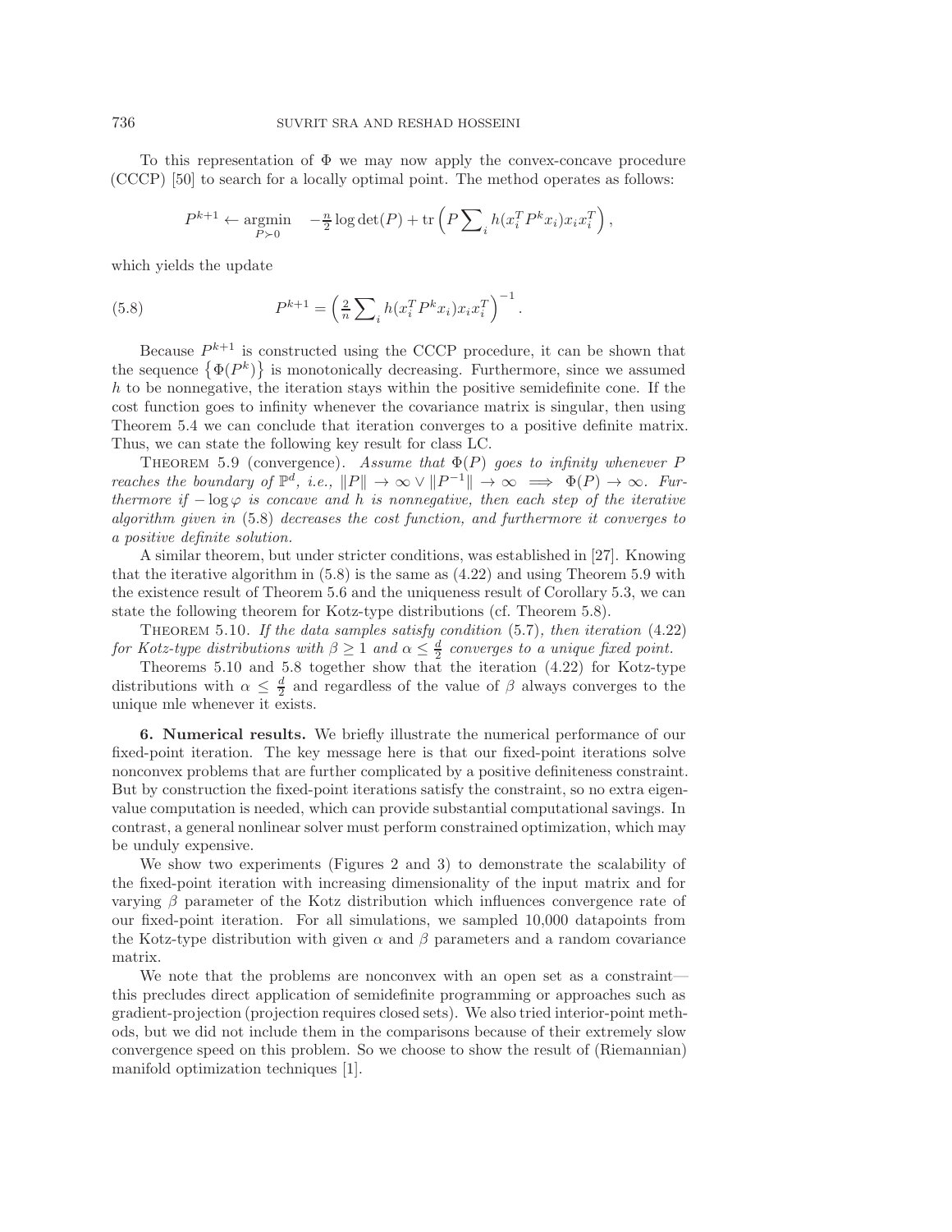To this representation of $\Phi$ we may now apply the convex-concave procedure (CCCP) [50] to search for a locally optimal point. The method operates as follows:

$$P^{k+1} \leftarrow \underset{P \succ 0}{\operatorname{argmin}} \quad -\tfrac{n}{2} \log \det(P) + \operatorname{tr}\left(P \sum\nolimits_i h(x_i^T P^k x_i) x_i x_i^T\right),$$

which yields the update

$$P^{k+1} = \left(\tfrac{2}{n} \sum\nolimits_i h(x_i^T P^k x_i) x_i x_i^T\right)^{-1}. \tag{5.8}$$

Because $P^{k+1}$ is constructed using the CCCP procedure, it can be shown that the sequence $\{\Phi(P^k)\}$ is monotonically decreasing. Furthermore, since we assumed $h$ to be nonnegative, the iteration stays within the positive semidefinite cone. If the cost function goes to infinity whenever the covariance matrix is singular, then using Theorem 5.4 we can conclude that iteration converges to a positive definite matrix. Thus, we can state the following key result for class LC.

Theorem 5.9 (convergence). *Assume that $\Phi(P)$ goes to infinity whenever $P$ reaches the boundary of $\mathbb{P}^d$, i.e., $\|P\| \to \infty \vee \|P^{-1}\| \to \infty \implies \Phi(P) \to \infty$. Furthermore if $-\log \varphi$ is concave and $h$ is nonnegative, then each step of the iterative algorithm given in* (5.8) *decreases the cost function, and furthermore it converges to a positive definite solution.*

A similar theorem, but under stricter conditions, was established in [27]. Knowing that the iterative algorithm in (5.8) is the same as (4.22) and using Theorem 5.9 with the existence result of Theorem 5.6 and the uniqueness result of Corollary 5.3, we can state the following theorem for Kotz-type distributions (cf. Theorem 5.8).

Theorem 5.10. *If the data samples satisfy condition* (5.7)*, then iteration* (4.22) *for Kotz-type distributions with $\beta \geq 1$ and $\alpha \leq \frac{d}{2}$ converges to a unique fixed point.*

Theorems 5.10 and 5.8 together show that the iteration (4.22) for Kotz-type distributions with $\alpha \leq \frac{d}{2}$ and regardless of the value of $\beta$ always converges to the unique mle whenever it exists.

## 6. Numerical results.

We briefly illustrate the numerical performance of our fixed-point iteration. The key message here is that our fixed-point iterations solve nonconvex problems that are further complicated by a positive definiteness constraint. But by construction the fixed-point iterations satisfy the constraint, so no extra eigenvalue computation is needed, which can provide substantial computational savings. In contrast, a general nonlinear solver must perform constrained optimization, which may be unduly expensive.

We show two experiments (Figures 2 and 3) to demonstrate the scalability of the fixed-point iteration with increasing dimensionality of the input matrix and for varying $\beta$ parameter of the Kotz distribution which influences convergence rate of our fixed-point iteration. For all simulations, we sampled 10,000 datapoints from the Kotz-type distribution with given $\alpha$ and $\beta$ parameters and a random covariance matrix.

We note that the problems are nonconvex with an open set as a constraint—this precludes direct application of semidefinite programming or approaches such as gradient-projection (projection requires closed sets). We also tried interior-point methods, but we did not include them in the comparisons because of their extremely slow convergence speed on this problem. So we choose to show the result of (Riemannian) manifold optimization techniques [1].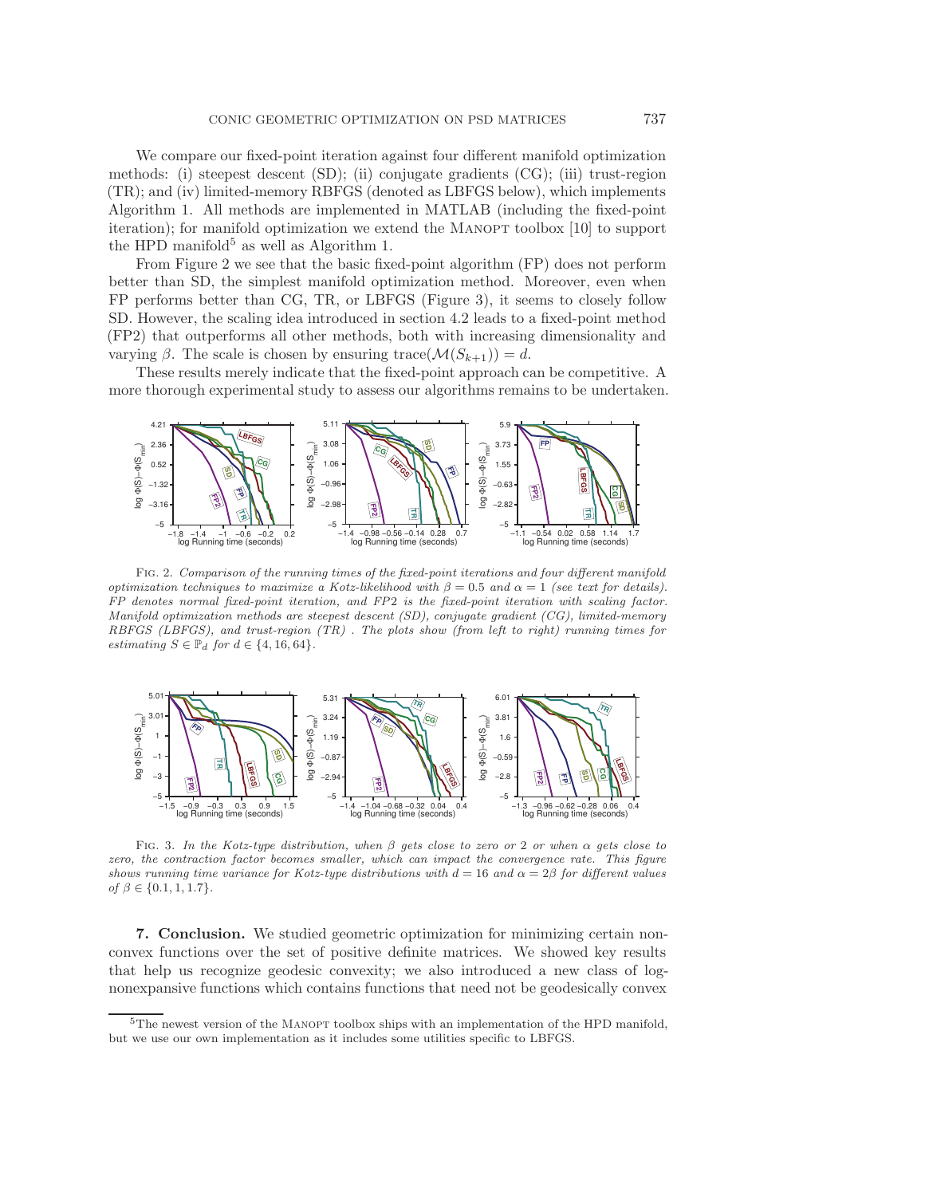We compare our fixed-point iteration against four different manifold optimization methods: (i) steepest descent (SD); (ii) conjugate gradients (CG); (iii) trust-region (TR); and (iv) limited-memory RBFGS (denoted as LBFGS below), which implements Algorithm 1. All methods are implemented in MATLAB (including the fixed-point iteration); for manifold optimization we extend the MANOPT toolbox [10] to support the HPD manifold[5] as well as Algorithm 1.

From Figure 2 we see that the basic fixed-point algorithm (FP) does not perform better than SD, the simplest manifold optimization method. Moreover, even when FP performs better than CG, TR, or LBFGS (Figure 3), it seems to closely follow SD. However, the scaling idea introduced in section 4.2 leads to a fixed-point method (FP2) that outperforms all other methods, both with increasing dimensionality and varying $\beta$. The scale is chosen by ensuring $\text{trace}(\mathcal{M}(S_{k+1})) = d$.

These results merely indicate that the fixed-point approach can be competitive. A more thorough experimental study to assess our algorithms remains to be undertaken.

FIG. 2. *Comparison of the running times of the fixed-point iterations and four different manifold optimization techniques to maximize a Kotz-likelihood with $\beta = 0.5$ and $\alpha = 1$ (see text for details). FP denotes normal fixed-point iteration, and FP2 is the fixed-point iteration with scaling factor. Manifold optimization methods are steepest descent (SD), conjugate gradient (CG), limited-memory RBFGS (LBFGS), and trust-region (TR). The plots show (from left to right) running times for estimating $S \in \mathbb{P}_d$ for $d \in \{4, 16, 64\}$.*

FIG. 3. *In the Kotz-type distribution, when $\beta$ gets close to zero or 2 or when $\alpha$ gets close to zero, the contraction factor becomes smaller, which can impact the convergence rate. This figure shows running time variance for Kotz-type distributions with $d = 16$ and $\alpha = 2\beta$ for different values of $\beta \in \{0.1, 1, 1.7\}$.*

## 7. Conclusion.

We studied geometric optimization for minimizing certain nonconvex functions over the set of positive definite matrices. We showed key results that help us recognize geodesic convexity; we also introduced a new class of log-nonexpansive functions which contains functions that need not be geodesically convex

[5] The newest version of the MANOPT toolbox ships with an implementation of the HPD manifold, but we use our own implementation as it includes some utilities specific to LBFGS.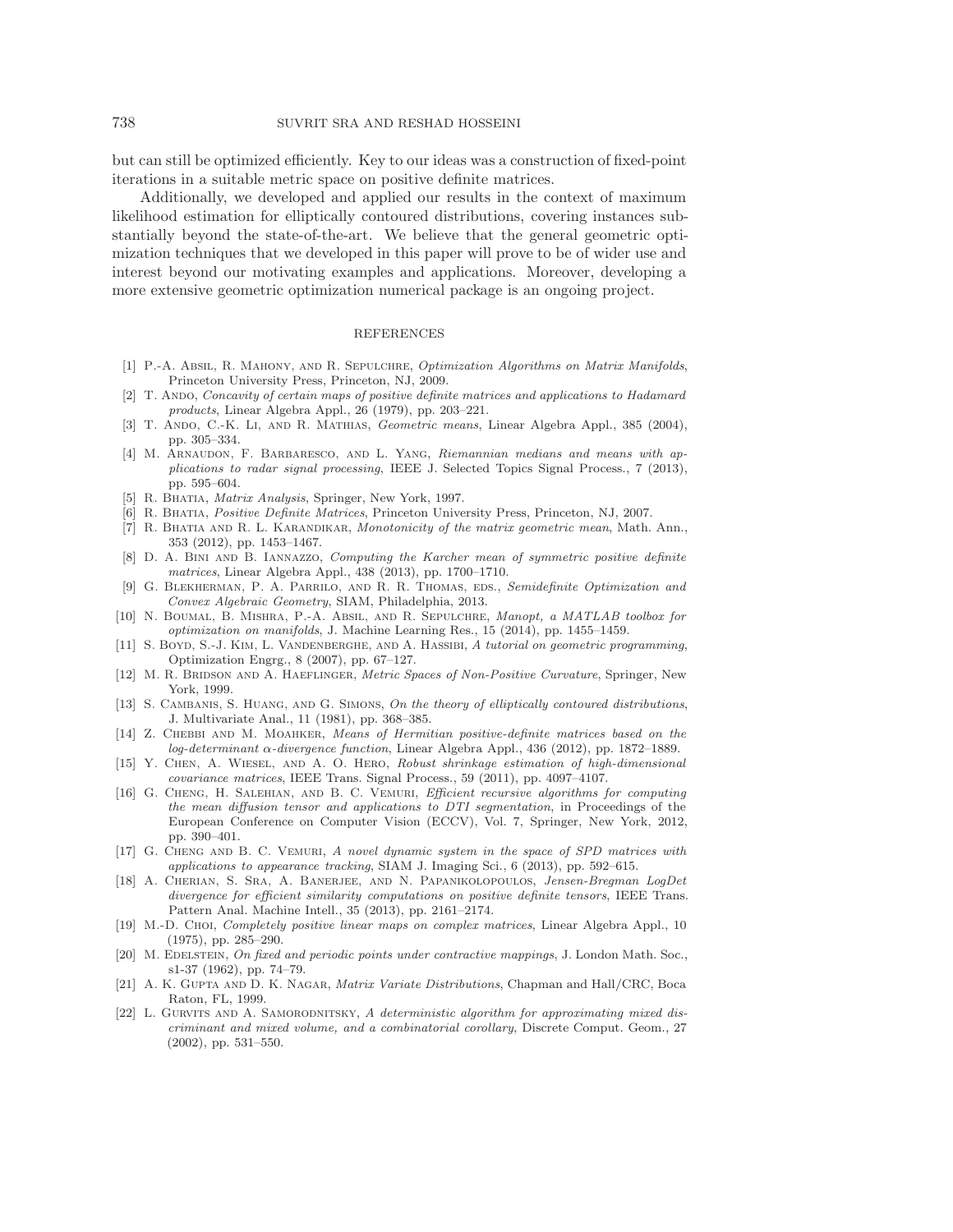but can still be optimized efficiently. Key to our ideas was a construction of fixed-point iterations in a suitable metric space on positive definite matrices.

Additionally, we developed and applied our results in the context of maximum likelihood estimation for elliptically contoured distributions, covering instances substantially beyond the state-of-the-art. We believe that the general geometric optimization techniques that we developed in this paper will prove to be of wider use and interest beyond our motivating examples and applications. Moreover, developing a more extensive geometric optimization numerical package is an ongoing project.

## REFERENCES

[1] P.-A. Absil, R. Mahony, and R. Sepulchre, *Optimization Algorithms on Matrix Manifolds*, Princeton University Press, Princeton, NJ, 2009.

[2] T. Ando, *Concavity of certain maps of positive definite matrices and applications to Hadamard products*, Linear Algebra Appl., 26 (1979), pp. 203–221.

[3] T. Ando, C.-K. Li, and R. Mathias, *Geometric means*, Linear Algebra Appl., 385 (2004), pp. 305–334.

[4] M. Arnaudon, F. Barbaresco, and L. Yang, *Riemannian medians and means with applications to radar signal processing*, IEEE J. Selected Topics Signal Process., 7 (2013), pp. 595–604.

[5] R. Bhatia, *Matrix Analysis*, Springer, New York, 1997.

[6] R. Bhatia, *Positive Definite Matrices*, Princeton University Press, Princeton, NJ, 2007.

[7] R. Bhatia and R. L. Karandikar, *Monotonicity of the matrix geometric mean*, Math. Ann., 353 (2012), pp. 1453–1467.

[8] D. A. Bini and B. Iannazzo, *Computing the Karcher mean of symmetric positive definite matrices*, Linear Algebra Appl., 438 (2013), pp. 1700–1710.

[9] G. Blekherman, P. A. Parrilo, and R. R. Thomas, eds., *Semidefinite Optimization and Convex Algebraic Geometry*, SIAM, Philadelphia, 2013.

[10] N. Boumal, B. Mishra, P.-A. Absil, and R. Sepulchre, *Manopt, a MATLAB toolbox for optimization on manifolds*, J. Machine Learning Res., 15 (2014), pp. 1455–1459.

[11] S. Boyd, S.-J. Kim, L. Vandenberghe, and A. Hassibi, *A tutorial on geometric programming*, Optimization Engrg., 8 (2007), pp. 67–127.

[12] M. R. Bridson and A. Haeflinger, *Metric Spaces of Non-Positive Curvature*, Springer, New York, 1999.

[13] S. Cambanis, S. Huang, and G. Simons, *On the theory of elliptically contoured distributions*, J. Multivariate Anal., 11 (1981), pp. 368–385.

[14] Z. Chebbi and M. Moahker, *Means of Hermitian positive-definite matrices based on the log-determinant $\alpha$-divergence function*, Linear Algebra Appl., 436 (2012), pp. 1872–1889.

[15] Y. Chen, A. Wiesel, and A. O. Hero, *Robust shrinkage estimation of high-dimensional covariance matrices*, IEEE Trans. Signal Process., 59 (2011), pp. 4097–4107.

[16] G. Cheng, H. Salehian, and B. C. Vemuri, *Efficient recursive algorithms for computing the mean diffusion tensor and applications to DTI segmentation*, in Proceedings of the European Conference on Computer Vision (ECCV), Vol. 7, Springer, New York, 2012, pp. 390–401.

[17] G. Cheng and B. C. Vemuri, *A novel dynamic system in the space of SPD matrices with applications to appearance tracking*, SIAM J. Imaging Sci., 6 (2013), pp. 592–615.

[18] A. Cherian, S. Sra, A. Banerjee, and N. Papanikolopoulos, *Jensen-Bregman LogDet divergence for efficient similarity computations on positive definite tensors*, IEEE Trans. Pattern Anal. Machine Intell., 35 (2013), pp. 2161–2174.

[19] M.-D. Choi, *Completely positive linear maps on complex matrices*, Linear Algebra Appl., 10 (1975), pp. 285–290.

[20] M. Edelstein, *On fixed and periodic points under contractive mappings*, J. London Math. Soc., s1-37 (1962), pp. 74–79.

[21] A. K. Gupta and D. K. Nagar, *Matrix Variate Distributions*, Chapman and Hall/CRC, Boca Raton, FL, 1999.

[22] L. Gurvits and A. Samorodnitsky, *A deterministic algorithm for approximating mixed discriminant and mixed volume, and a combinatorial corollary*, Discrete Comput. Geom., 27 (2002), pp. 531–550.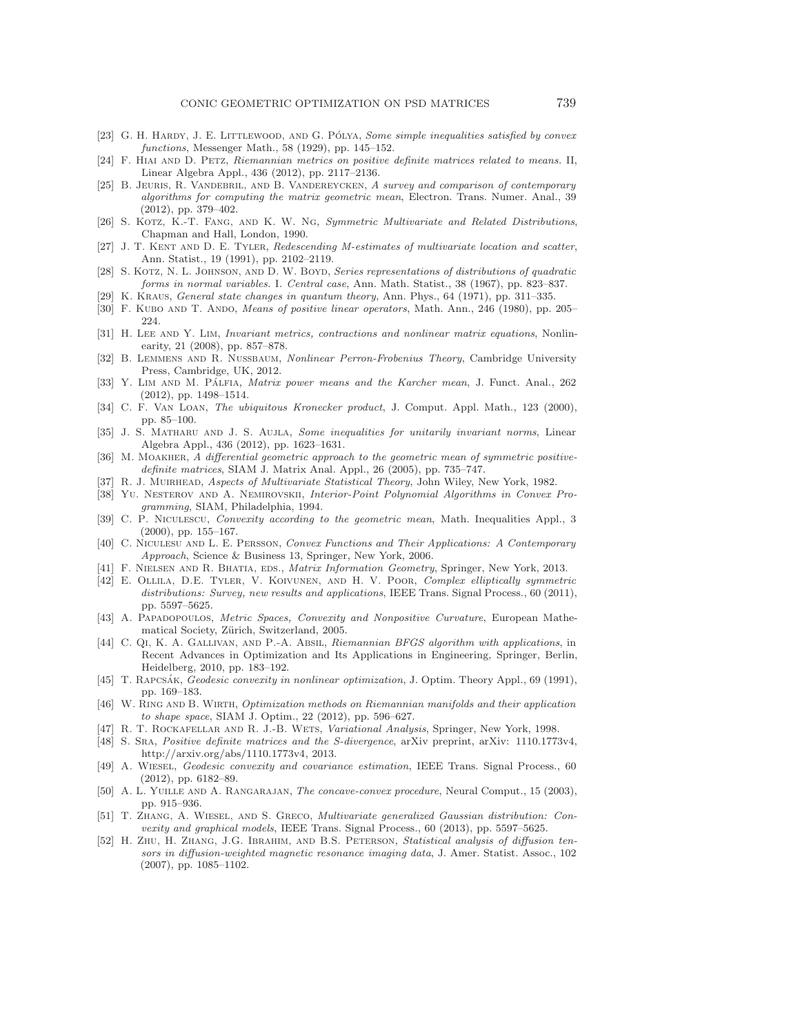[23] G. H. Hardy, J. E. Littlewood, and G. Pólya, *Some simple inequalities satisfied by convex functions*, Messenger Math., 58 (1929), pp. 145–152.

[24] F. Hiai and D. Petz, *Riemannian metrics on positive definite matrices related to means.* II, Linear Algebra Appl., 436 (2012), pp. 2117–2136.

[25] B. Jeuris, R. Vandebril, and B. Vandereycken, *A survey and comparison of contemporary algorithms for computing the matrix geometric mean*, Electron. Trans. Numer. Anal., 39 (2012), pp. 379–402.

[26] S. Kotz, K.-T. Fang, and K. W. Ng, *Symmetric Multivariate and Related Distributions*, Chapman and Hall, London, 1990.

[27] J. T. Kent and D. E. Tyler, *Redescending M-estimates of multivariate location and scatter*, Ann. Statist., 19 (1991), pp. 2102–2119.

[28] S. Kotz, N. L. Johnson, and D. W. Boyd, *Series representations of distributions of quadratic forms in normal variables.* I. *Central case*, Ann. Math. Statist., 38 (1967), pp. 823–837.

[29] K. Kraus, *General state changes in quantum theory*, Ann. Phys., 64 (1971), pp. 311–335.

[30] F. Kubo and T. Ando, *Means of positive linear operators*, Math. Ann., 246 (1980), pp. 205–224.

[31] H. Lee and Y. Lim, *Invariant metrics, contractions and nonlinear matrix equations*, Nonlinearity, 21 (2008), pp. 857–878.

[32] B. Lemmens and R. Nussbaum, *Nonlinear Perron-Frobenius Theory*, Cambridge University Press, Cambridge, UK, 2012.

[33] Y. Lim and M. Pálfia, *Matrix power means and the Karcher mean*, J. Funct. Anal., 262 (2012), pp. 1498–1514.

[34] C. F. Van Loan, *The ubiquitous Kronecker product*, J. Comput. Appl. Math., 123 (2000), pp. 85–100.

[35] J. S. Matharu and J. S. Aujla, *Some inequalities for unitarily invariant norms*, Linear Algebra Appl., 436 (2012), pp. 1623–1631.

[36] M. Moakher, *A differential geometric approach to the geometric mean of symmetric positive-definite matrices*, SIAM J. Matrix Anal. Appl., 26 (2005), pp. 735–747.

[37] R. J. Muirhead, *Aspects of Multivariate Statistical Theory*, John Wiley, New York, 1982.

[38] Yu. Nesterov and A. Nemirovskii, *Interior-Point Polynomial Algorithms in Convex Programming*, SIAM, Philadelphia, 1994.

[39] C. P. Niculescu, *Convexity according to the geometric mean*, Math. Inequalities Appl., 3 (2000), pp. 155–167.

[40] C. Niculesu and L. E. Persson, *Convex Functions and Their Applications: A Contemporary Approach*, Science & Business 13, Springer, New York, 2006.

[41] F. Nielsen and R. Bhatia, eds., *Matrix Information Geometry*, Springer, New York, 2013.

[42] E. Ollila, D.E. Tyler, V. Koivunen, and H. V. Poor, *Complex elliptically symmetric distributions: Survey, new results and applications*, IEEE Trans. Signal Process., 60 (2011), pp. 5597–5625.

[43] A. Papadopoulos, *Metric Spaces, Convexity and Nonpositive Curvature*, European Mathematical Society, Zürich, Switzerland, 2005.

[44] C. Qi, K. A. Gallivan, and P.-A. Absil, *Riemannian BFGS algorithm with applications*, in Recent Advances in Optimization and Its Applications in Engineering, Springer, Berlin, Heidelberg, 2010, pp. 183–192.

[45] T. Rapcsák, *Geodesic convexity in nonlinear optimization*, J. Optim. Theory Appl., 69 (1991), pp. 169–183.

[46] W. Ring and B. Wirth, *Optimization methods on Riemannian manifolds and their application to shape space*, SIAM J. Optim., 22 (2012), pp. 596–627.

[47] R. T. Rockafellar and R. J.-B. Wets, *Variational Analysis*, Springer, New York, 1998.

[48] S. Sra, *Positive definite matrices and the S-divergence*, arXiv preprint, arXiv: 1110.1773v4, http://arxiv.org/abs/1110.1773v4, 2013.

[49] A. Wiesel, *Geodesic convexity and covariance estimation*, IEEE Trans. Signal Process., 60 (2012), pp. 6182–89.

[50] A. L. Yuille and A. Rangarajan, *The concave-convex procedure*, Neural Comput., 15 (2003), pp. 915–936.

[51] T. Zhang, A. Wiesel, and S. Greco, *Multivariate generalized Gaussian distribution: Convexity and graphical models*, IEEE Trans. Signal Process., 60 (2013), pp. 5597–5625.

[52] H. Zhu, H. Zhang, J.G. Ibrahim, and B.S. Peterson, *Statistical analysis of diffusion tensors in diffusion-weighted magnetic resonance imaging data*, J. Amer. Statist. Assoc., 102 (2007), pp. 1085–1102.